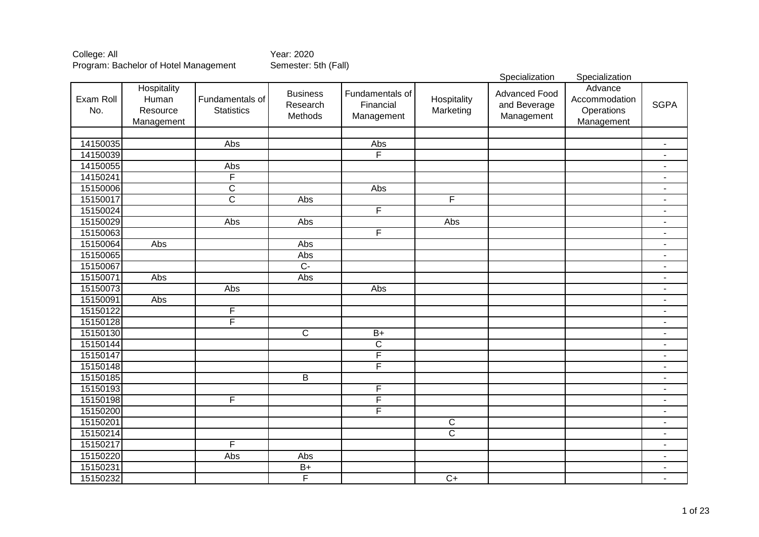College: All
Program: Bachelor of Hotel Management

Year: 2020
Semester: 5th (Fall)

| Exam Roll No. | Hospitality Human Resource Management | Fundamentals of Statistics | Business Research Methods | Fundamentals of Financial Management | Hospitality Marketing | Specialization Advanced Food and Beverage Management | Specialization Advance Accommodation Operations Management | SGPA |
|---|---|---|---|---|---|---|---|---|
| | | | | | | | | |
| 14150035 | | Abs | | Abs | | | | - |
| 14150039 | | | | F | | | | - |
| 14150055 | | Abs | | | | | | - |
| 14150241 | | F | | | | | | - |
| 15150006 | | C | | Abs | | | | - |
| 15150017 | | C | Abs | | F | | | - |
| 15150024 | | | | F | | | | - |
| 15150029 | | Abs | Abs | | Abs | | | - |
| 15150063 | | | | F | | | | - |
| 15150064 | Abs | | Abs | | | | | - |
| 15150065 | | | Abs | | | | | - |
| 15150067 | | | C- | | | | | - |
| 15150071 | Abs | | Abs | | | | | - |
| 15150073 | | Abs | | Abs | | | | - |
| 15150091 | Abs | | | | | | | - |
| 15150122 | | F | | | | | | - |
| 15150128 | | F | | | | | | - |
| 15150130 | | | C | B+ | | | | - |
| 15150144 | | | | C | | | | - |
| 15150147 | | | | F | | | | - |
| 15150148 | | | | F | | | | - |
| 15150185 | | | B | | | | | - |
| 15150193 | | | | F | | | | - |
| 15150198 | | F | | F | | | | - |
| 15150200 | | | | F | | | | - |
| 15150201 | | | | | C | | | - |
| 15150214 | | | | | C | | | - |
| 15150217 | | F | | | | | | - |
| 15150220 | | Abs | Abs | | | | | - |
| 15150231 | | | B+ | | | | | - |
| 15150232 | | | F | | C+ | | | - |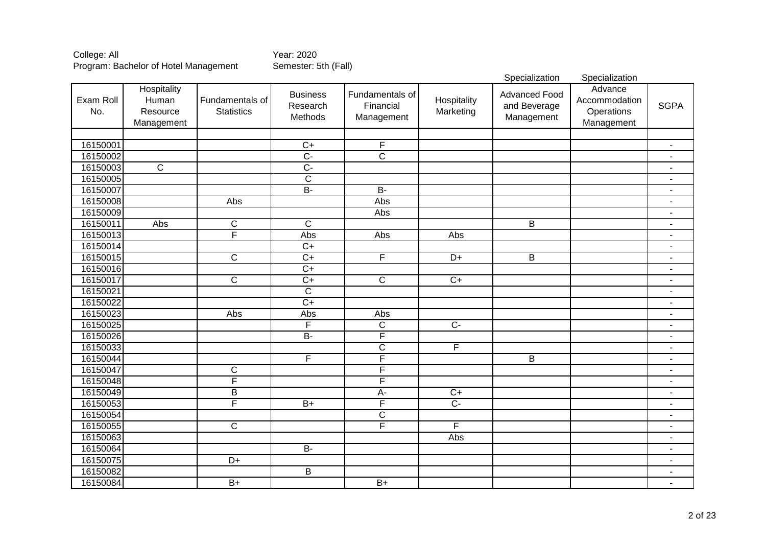College: All | Year: 2020
Program: Bachelor of Hotel Management | Semester: 5th (Fall)

| Exam Roll No. | Hospitality Human Resource Management | Fundamentals of Statistics | Business Research Methods | Fundamentals of Financial Management | Hospitality Marketing | Specialization Advanced Food and Beverage Management | Specialization Advance Accommodation Operations Management | SGPA |
|---|---|---|---|---|---|---|---|---|
| | | | | | | | | |
| 16150001 | | | C+ | F | | | | - |
| 16150002 | | | C- | C | | | | - |
| 16150003 | C | | C- | | | | | - |
| 16150005 | | | C | | | | | - |
| 16150007 | | | B- | B- | | | | - |
| 16150008 | | Abs | | Abs | | | | - |
| 16150009 | | | | Abs | | | | - |
| 16150011 | Abs | C | C | | | B | | - |
| 16150013 | | F | Abs | Abs | Abs | | | - |
| 16150014 | | | C+ | | | | | - |
| 16150015 | | C | C+ | F | D+ | B | | - |
| 16150016 | | | C+ | | | | | - |
| 16150017 | | C | C+ | C | C+ | | | - |
| 16150021 | | | C | | | | | - |
| 16150022 | | | C+ | | | | | - |
| 16150023 | | Abs | Abs | Abs | | | | - |
| 16150025 | | | F | C | C- | | | - |
| 16150026 | | | B- | F | | | | - |
| 16150033 | | | | C | F | | | - |
| 16150044 | | | F | F | | B | | - |
| 16150047 | | C | | F | | | | - |
| 16150048 | | F | | F | | | | - |
| 16150049 | | B | | A- | C+ | | | - |
| 16150053 | | F | B+ | F | C- | | | - |
| 16150054 | | | | C | | | | - |
| 16150055 | | C | | F | F | | | - |
| 16150063 | | | | | Abs | | | - |
| 16150064 | | | B- | | | | | - |
| 16150075 | | D+ | | | | | | - |
| 16150082 | | | B | | | | | - |
| 16150084 | | B+ | | B+ | | | | - |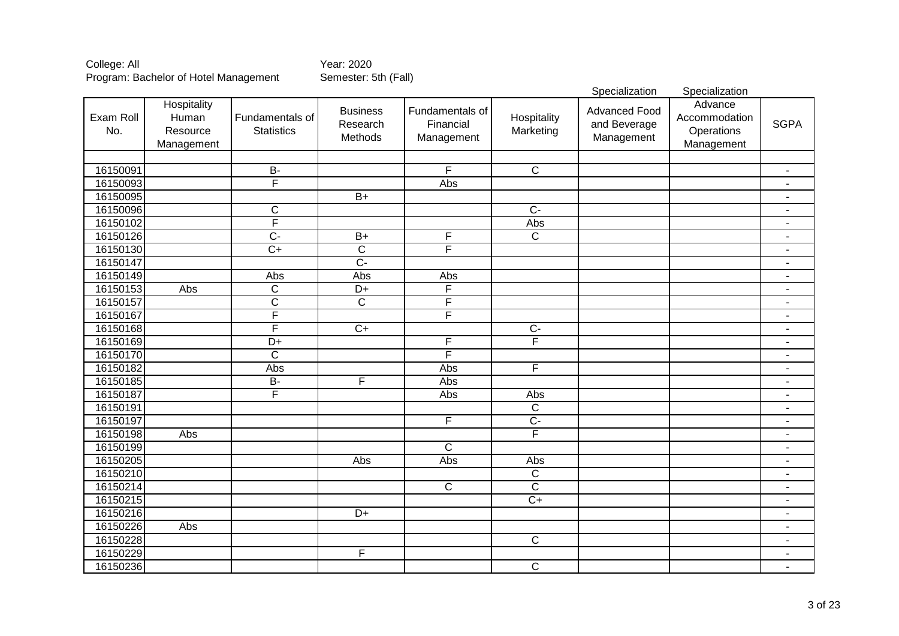College: All
Program: Bachelor of Hotel Management

Year: 2020
Semester: 5th (Fall)

| Exam Roll No. | Hospitality Human Resource Management | Fundamentals of Statistics | Business Research Methods | Fundamentals of Financial Management | Hospitality Marketing | Specialization Advanced Food and Beverage Management | Specialization Advance Accommodation Operations Management | SGPA |
|---|---|---|---|---|---|---|---|---|
| | | | | | | | | |
| 16150091 | | B- | | F | C | | | - |
| 16150093 | | F | | Abs | | | | - |
| 16150095 | | | B+ | | | | | - |
| 16150096 | | C | | | C- | | | - |
| 16150102 | | F | | | Abs | | | - |
| 16150126 | | C- | B+ | F | C | | | - |
| 16150130 | | C+ | C | F | | | | - |
| 16150147 | | | C- | | | | | - |
| 16150149 | | Abs | Abs | Abs | | | | - |
| 16150153 | Abs | C | D+ | F | | | | - |
| 16150157 | | C | C | F | | | | - |
| 16150167 | | F | | F | | | | - |
| 16150168 | | F | C+ | | C- | | | - |
| 16150169 | | D+ | | F | F | | | - |
| 16150170 | | C | | F | | | | - |
| 16150182 | | Abs | | Abs | F | | | - |
| 16150185 | | B- | F | Abs | | | | - |
| 16150187 | | F | | Abs | Abs | | | - |
| 16150191 | | | | | C | | | - |
| 16150197 | | | | F | C- | | | - |
| 16150198 | Abs | | | | F | | | - |
| 16150199 | | | | C | | | | - |
| 16150205 | | | Abs | Abs | Abs | | | - |
| 16150210 | | | | | C | | | - |
| 16150214 | | | | C | C | | | - |
| 16150215 | | | | | C+ | | | - |
| 16150216 | | | D+ | | | | | - |
| 16150226 | Abs | | | | | | | - |
| 16150228 | | | | | C | | | - |
| 16150229 | | | F | | | | | - |
| 16150236 | | | | | C | | | - |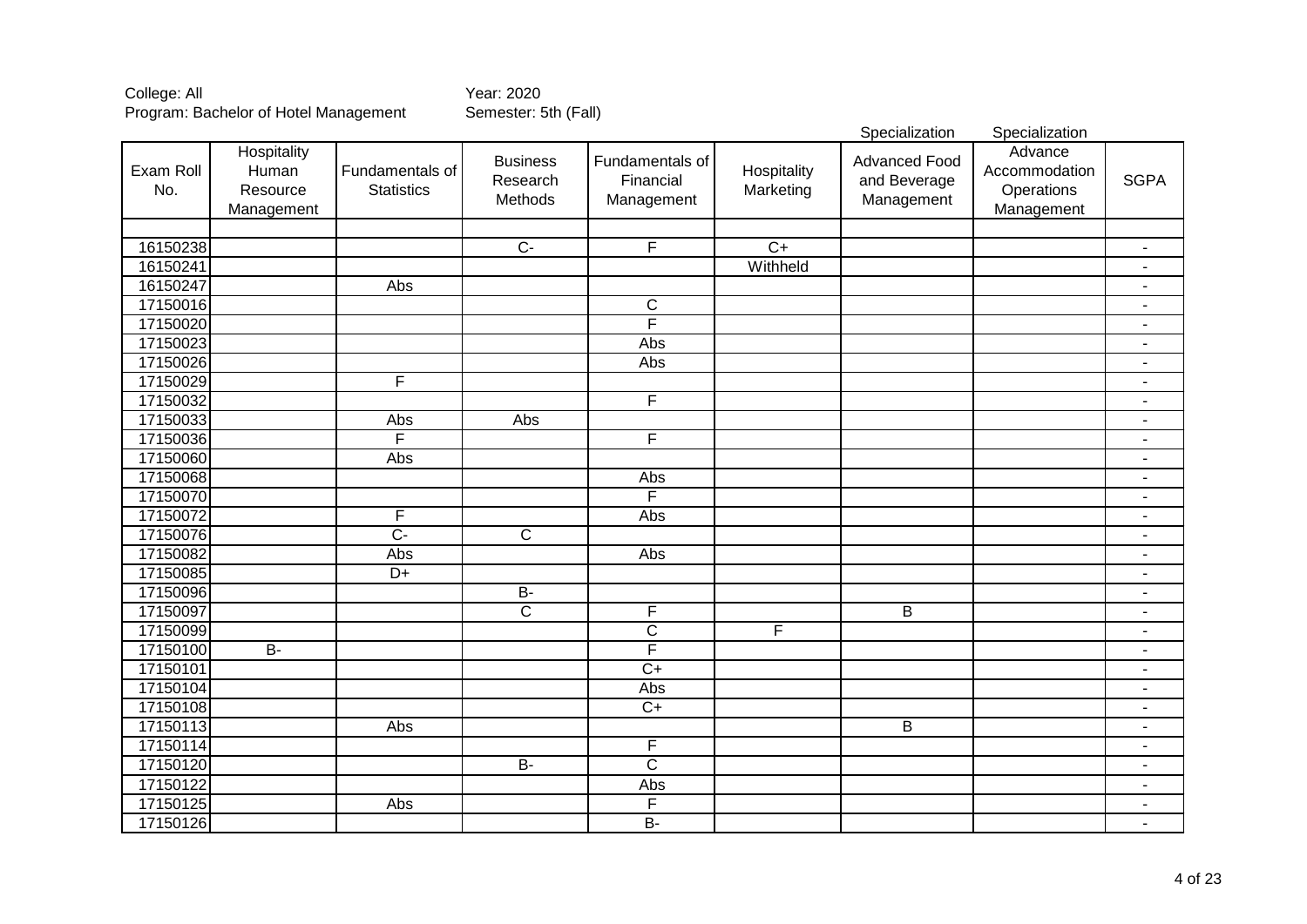College: All
Program: Bachelor of Hotel Management

Year: 2020
Semester: 5th (Fall)

| Exam Roll No. | Hospitality Human Resource Management | Fundamentals of Statistics | Business Research Methods | Fundamentals of Financial Management | Hospitality Marketing | Specialization<br>Advanced Food and Beverage Management | Specialization<br>Advance Accommodation Operations Management | SGPA |
|---|---|---|---|---|---|---|---|---|
| | | | | | | | | |
| 16150238 | | | C- | F | C+ | | | - |
| 16150241 | | | | | Withheld | | | - |
| 16150247 | | Abs | | | | | | - |
| 17150016 | | | | C | | | | - |
| 17150020 | | | | F | | | | - |
| 17150023 | | | | Abs | | | | - |
| 17150026 | | | | Abs | | | | - |
| 17150029 | | F | | | | | | - |
| 17150032 | | | | F | | | | - |
| 17150033 | | Abs | Abs | | | | | - |
| 17150036 | | F | | F | | | | - |
| 17150060 | | Abs | | | | | | - |
| 17150068 | | | | Abs | | | | - |
| 17150070 | | | | F | | | | - |
| 17150072 | | F | | Abs | | | | - |
| 17150076 | | C- | C | | | | | - |
| 17150082 | | Abs | | Abs | | | | - |
| 17150085 | | D+ | | | | | | - |
| 17150096 | | | B- | | | | | - |
| 17150097 | | | C | F | | B | | - |
| 17150099 | | | | C | F | | | - |
| 17150100 | B- | | | F | | | | - |
| 17150101 | | | | C+ | | | | - |
| 17150104 | | | | Abs | | | | - |
| 17150108 | | | | C+ | | | | - |
| 17150113 | | Abs | | | | B | | - |
| 17150114 | | | | F | | | | - |
| 17150120 | | | B- | C | | | | - |
| 17150122 | | | | Abs | | | | - |
| 17150125 | | Abs | | F | | | | - |
| 17150126 | | | | B- | | | | - |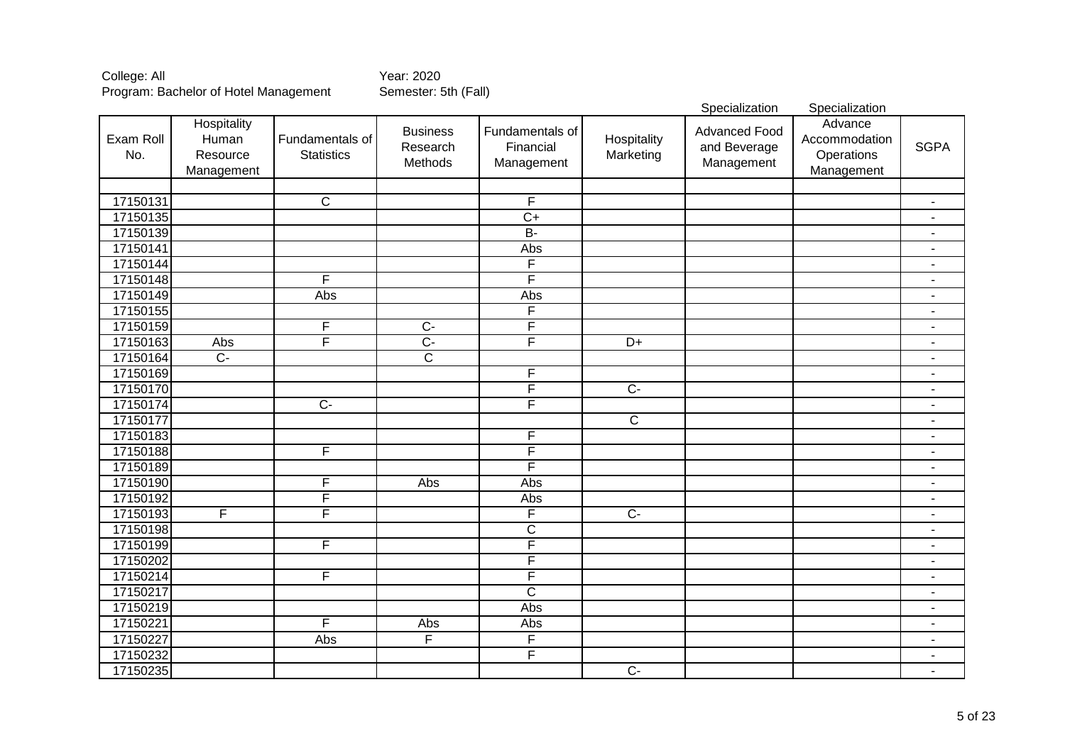College: All
Program: Bachelor of Hotel Management

Year: 2020
Semester: 5th (Fall)

| Exam Roll No. | Hospitality Human Resource Management | Fundamentals of Statistics | Business Research Methods | Fundamentals of Financial Management | Hospitality Marketing | Specialization Advanced Food and Beverage Management | Specialization Advance Accommodation Operations Management | SGPA |
|---|---|---|---|---|---|---|---|---|
| | | | | | | | | |
| 17150131 | | C | | F | | | | - |
| 17150135 | | | | C+ | | | | - |
| 17150139 | | | | B- | | | | - |
| 17150141 | | | | Abs | | | | - |
| 17150144 | | | | F | | | | - |
| 17150148 | | F | | F | | | | - |
| 17150149 | | Abs | | Abs | | | | - |
| 17150155 | | | | F | | | | - |
| 17150159 | | F | C- | F | | | | - |
| 17150163 | Abs | F | C- | F | D+ | | | - |
| 17150164 | C- | | C | | | | | - |
| 17150169 | | | | F | | | | - |
| 17150170 | | | | F | C- | | | - |
| 17150174 | | C- | | F | | | | - |
| 17150177 | | | | | C | | | - |
| 17150183 | | | | F | | | | - |
| 17150188 | | F | | F | | | | - |
| 17150189 | | | | F | | | | - |
| 17150190 | | F | Abs | Abs | | | | - |
| 17150192 | | F | | Abs | | | | - |
| 17150193 | F | F | | F | C- | | | - |
| 17150198 | | | | C | | | | - |
| 17150199 | | F | | F | | | | - |
| 17150202 | | | | F | | | | - |
| 17150214 | | F | | F | | | | - |
| 17150217 | | | | C | | | | - |
| 17150219 | | | | Abs | | | | - |
| 17150221 | | F | Abs | Abs | | | | - |
| 17150227 | | Abs | F | F | | | | - |
| 17150232 | | | | F | | | | - |
| 17150235 | | | | | C- | | | - |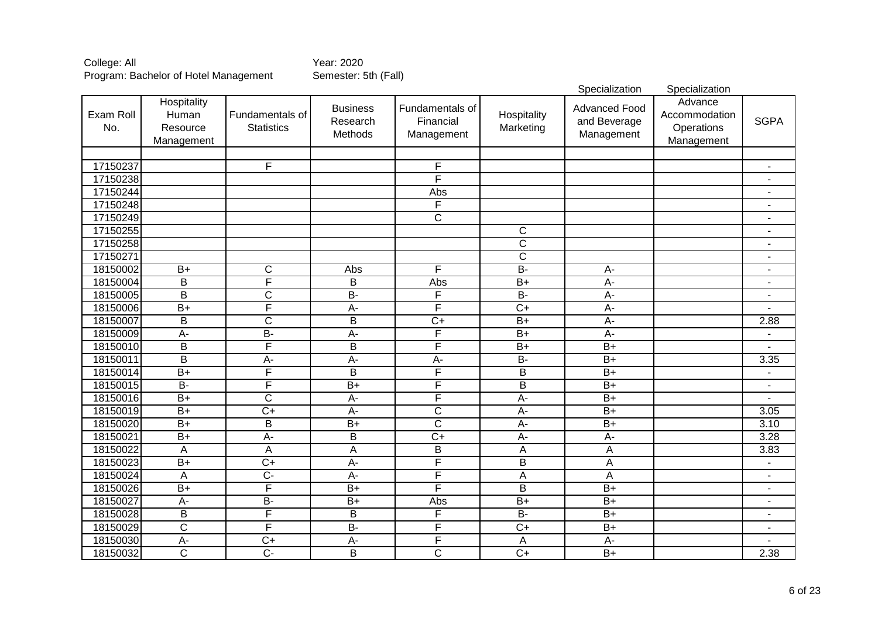College: All
Program: Bachelor of Hotel Management

Year: 2020
Semester: 5th (Fall)

| Exam Roll No. | Hospitality Human Resource Management | Fundamentals of Statistics | Business Research Methods | Fundamentals of Financial Management | Hospitality Marketing | Specialization Advanced Food and Beverage Management | Specialization Advance Accommodation Operations Management | SGPA |
|---|---|---|---|---|---|---|---|---|
| | | | | | | | | |
| 17150237 | | F | | F | | | | - |
| 17150238 | | | | F | | | | - |
| 17150244 | | | | Abs | | | | - |
| 17150248 | | | | F | | | | - |
| 17150249 | | | | C | | | | - |
| 17150255 | | | | | C | | | - |
| 17150258 | | | | | C | | | - |
| 17150271 | | | | | C | | | - |
| 18150002 | B+ | C | Abs | F | B- | A- | | - |
| 18150004 | B | F | B | Abs | B+ | A- | | - |
| 18150005 | B | C | B- | F | B- | A- | | - |
| 18150006 | B+ | F | A- | F | C+ | A- | | - |
| 18150007 | B | C | B | C+ | B+ | A- | | 2.88 |
| 18150009 | A- | B- | A- | F | B+ | A- | | - |
| 18150010 | B | F | B | F | B+ | B+ | | - |
| 18150011 | B | A- | A- | A- | B- | B+ | | 3.35 |
| 18150014 | B+ | F | B | F | B | B+ | | - |
| 18150015 | B- | F | B+ | F | B | B+ | | - |
| 18150016 | B+ | C | A- | F | A- | B+ | | - |
| 18150019 | B+ | C+ | A- | C | A- | B+ | | 3.05 |
| 18150020 | B+ | B | B+ | C | A- | B+ | | 3.10 |
| 18150021 | B+ | A- | B | C+ | A- | A- | | 3.28 |
| 18150022 | A | A | A | B | A | A | | 3.83 |
| 18150023 | B+ | C+ | A- | F | B | A | | - |
| 18150024 | A | C- | A- | F | A | A | | - |
| 18150026 | B+ | F | B+ | F | B | B+ | | - |
| 18150027 | A- | B- | B+ | Abs | B+ | B+ | | - |
| 18150028 | B | F | B | F | B- | B+ | | - |
| 18150029 | C | F | B- | F | C+ | B+ | | - |
| 18150030 | A- | C+ | A- | F | A | A- | | - |
| 18150032 | C | C- | B | C | C+ | B+ | | 2.38 |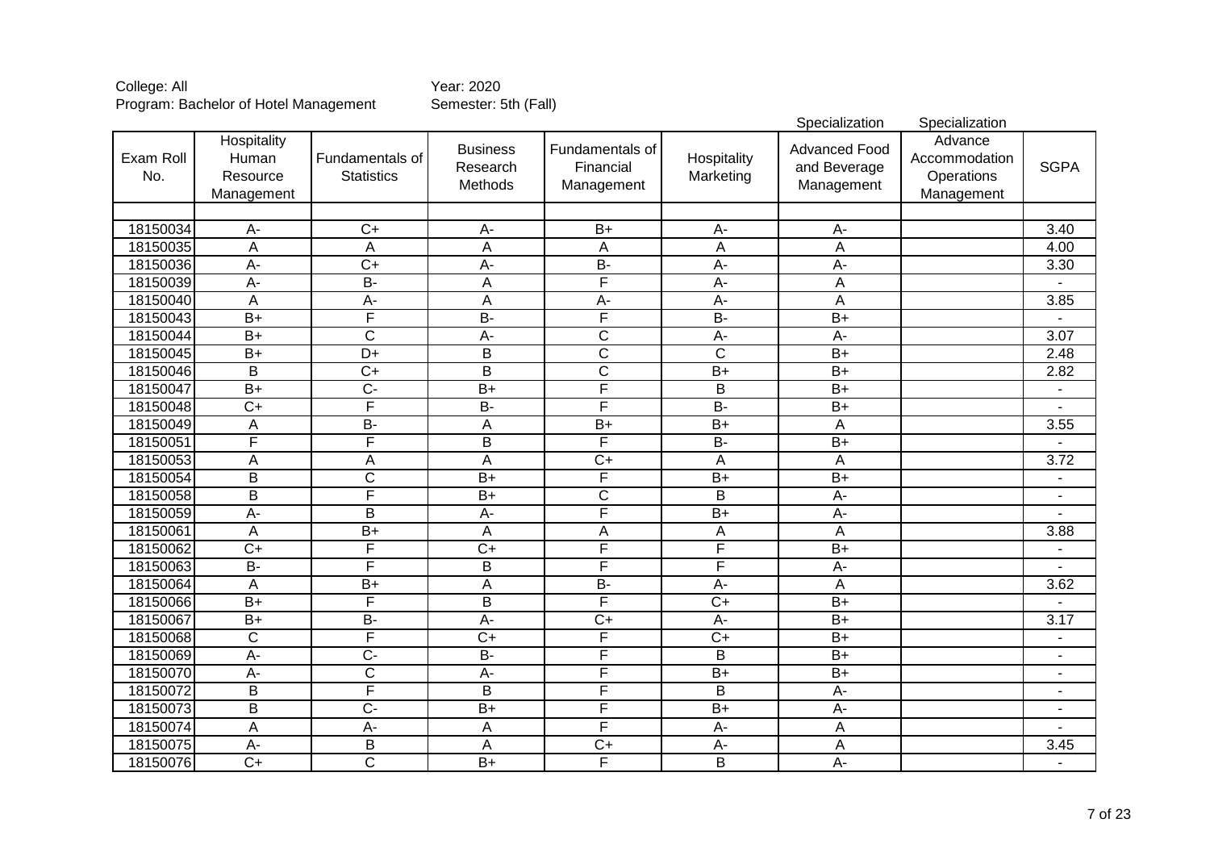College: All
Program: Bachelor of Hotel Management

Year: 2020
Semester: 5th (Fall)

| Exam Roll No. | Hospitality Human Resource Management | Fundamentals of Statistics | Business Research Methods | Fundamentals of Financial Management | Hospitality Marketing | Specialization Advanced Food and Beverage Management | Specialization Advance Accommodation Operations Management | SGPA |
|---|---|---|---|---|---|---|---|---|
| | | | | | | | | |
| 18150034 | A- | C+ | A- | B+ | A- | A- | | 3.40 |
| 18150035 | A | A | A | A | A | A | | 4.00 |
| 18150036 | A- | C+ | A- | B- | A- | A- | | 3.30 |
| 18150039 | A- | B- | A | F | A- | A | | - |
| 18150040 | A | A- | A | A- | A- | A | | 3.85 |
| 18150043 | B+ | F | B- | F | B- | B+ | | - |
| 18150044 | B+ | C | A- | C | A- | A- | | 3.07 |
| 18150045 | B+ | D+ | B | C | C | B+ | | 2.48 |
| 18150046 | B | C+ | B | C | B+ | B+ | | 2.82 |
| 18150047 | B+ | C- | B+ | F | B | B+ | | - |
| 18150048 | C+ | F | B- | F | B- | B+ | | - |
| 18150049 | A | B- | A | B+ | B+ | A | | 3.55 |
| 18150051 | F | F | B | F | B- | B+ | | - |
| 18150053 | A | A | A | C+ | A | A | | 3.72 |
| 18150054 | B | C | B+ | F | B+ | B+ | | - |
| 18150058 | B | F | B+ | C | B | A- | | - |
| 18150059 | A- | B | A- | F | B+ | A- | | - |
| 18150061 | A | B+ | A | A | A | A | | 3.88 |
| 18150062 | C+ | F | C+ | F | F | B+ | | - |
| 18150063 | B- | F | B | F | F | A- | | - |
| 18150064 | A | B+ | A | B- | A- | A | | 3.62 |
| 18150066 | B+ | F | B | F | C+ | B+ | | - |
| 18150067 | B+ | B- | A- | C+ | A- | B+ | | 3.17 |
| 18150068 | C | F | C+ | F | C+ | B+ | | - |
| 18150069 | A- | C- | B- | F | B | B+ | | - |
| 18150070 | A- | C | A- | F | B+ | B+ | | - |
| 18150072 | B | F | B | F | B | A- | | - |
| 18150073 | B | C- | B+ | F | B+ | A- | | - |
| 18150074 | A | A- | A | F | A- | A | | - |
| 18150075 | A- | B | A | C+ | A- | A | | 3.45 |
| 18150076 | C+ | C | B+ | F | B | A- | | - |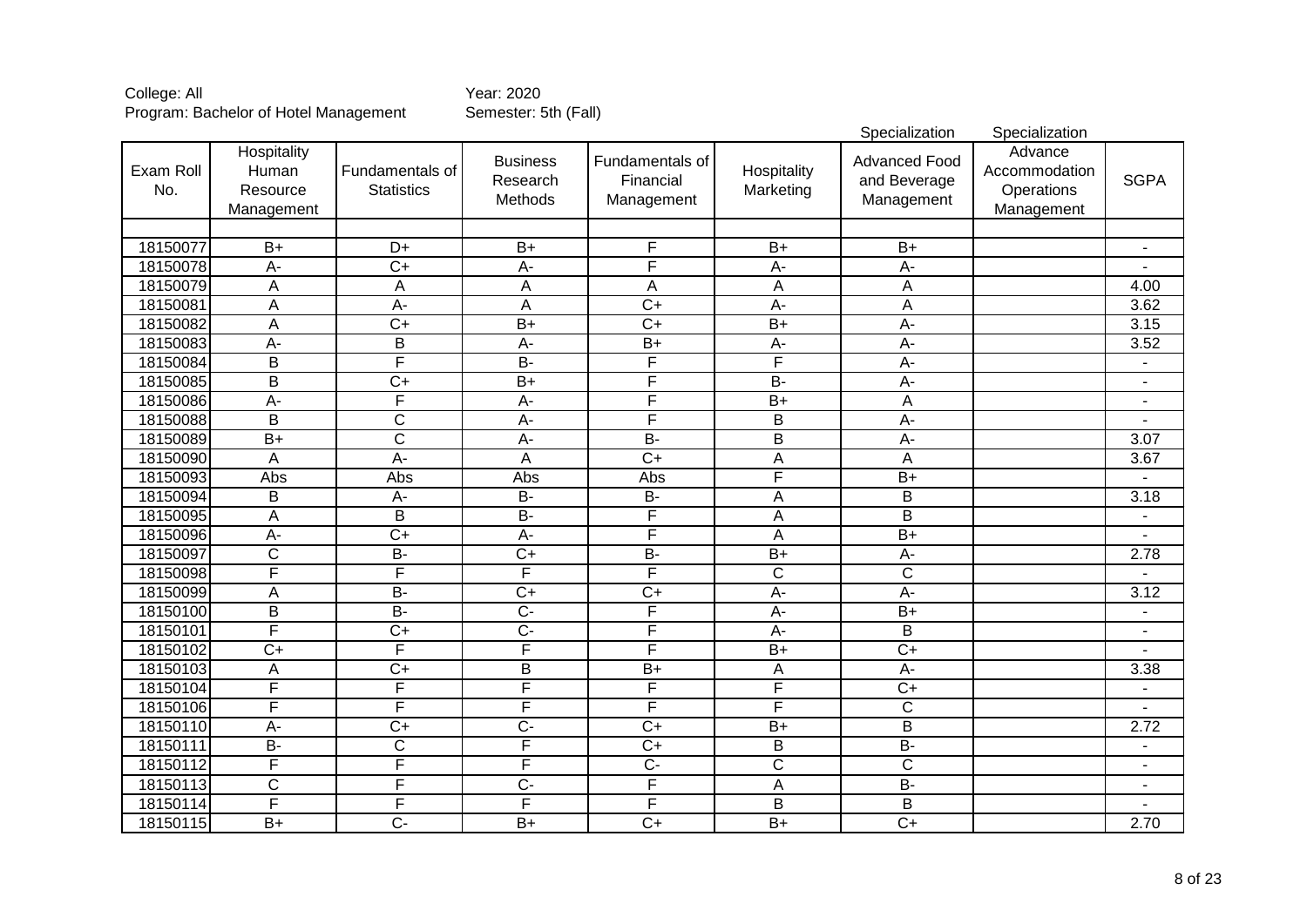College: All
Program: Bachelor of Hotel Management

Year: 2020
Semester: 5th (Fall)

| Exam Roll No. | Hospitality Human Resource Management | Fundamentals of Statistics | Business Research Methods | Fundamentals of Financial Management | Hospitality Marketing | Specialization Advanced Food and Beverage Management | Specialization Advance Accommodation Operations Management | SGPA |
|---|---|---|---|---|---|---|---|---|
| | | | | | | | | |
| 18150077 | B+ | D+ | B+ | F | B+ | B+ | | - |
| 18150078 | A- | C+ | A- | F | A- | A- | | - |
| 18150079 | A | A | A | A | A | A | | 4.00 |
| 18150081 | A | A- | A | C+ | A- | A | | 3.62 |
| 18150082 | A | C+ | B+ | C+ | B+ | A- | | 3.15 |
| 18150083 | A- | B | A- | B+ | A- | A- | | 3.52 |
| 18150084 | B | F | B- | F | F | A- | | - |
| 18150085 | B | C+ | B+ | F | B- | A- | | - |
| 18150086 | A- | F | A- | F | B+ | A | | - |
| 18150088 | B | C | A- | F | B | A- | | - |
| 18150089 | B+ | C | A- | B- | B | A- | | 3.07 |
| 18150090 | A | A- | A | C+ | A | A | | 3.67 |
| 18150093 | Abs | Abs | Abs | Abs | F | B+ | | - |
| 18150094 | B | A- | B- | B- | A | B | | 3.18 |
| 18150095 | A | B | B- | F | A | B | | - |
| 18150096 | A- | C+ | A- | F | A | B+ | | - |
| 18150097 | C | B- | C+ | B- | B+ | A- | | 2.78 |
| 18150098 | F | F | F | F | C | C | | - |
| 18150099 | A | B- | C+ | C+ | A- | A- | | 3.12 |
| 18150100 | B | B- | C- | F | A- | B+ | | - |
| 18150101 | F | C+ | C- | F | A- | B | | - |
| 18150102 | C+ | F | F | F | B+ | C+ | | - |
| 18150103 | A | C+ | B | B+ | A | A- | | 3.38 |
| 18150104 | F | F | F | F | F | C+ | | - |
| 18150106 | F | F | F | F | F | C | | - |
| 18150110 | A- | C+ | C- | C+ | B+ | B | | 2.72 |
| 18150111 | B- | C | F | C+ | B | B- | | - |
| 18150112 | F | F | F | C- | C | C | | - |
| 18150113 | C | F | C- | F | A | B- | | - |
| 18150114 | F | F | F | F | B | B | | - |
| 18150115 | B+ | C- | B+ | C+ | B+ | C+ | | 2.70 |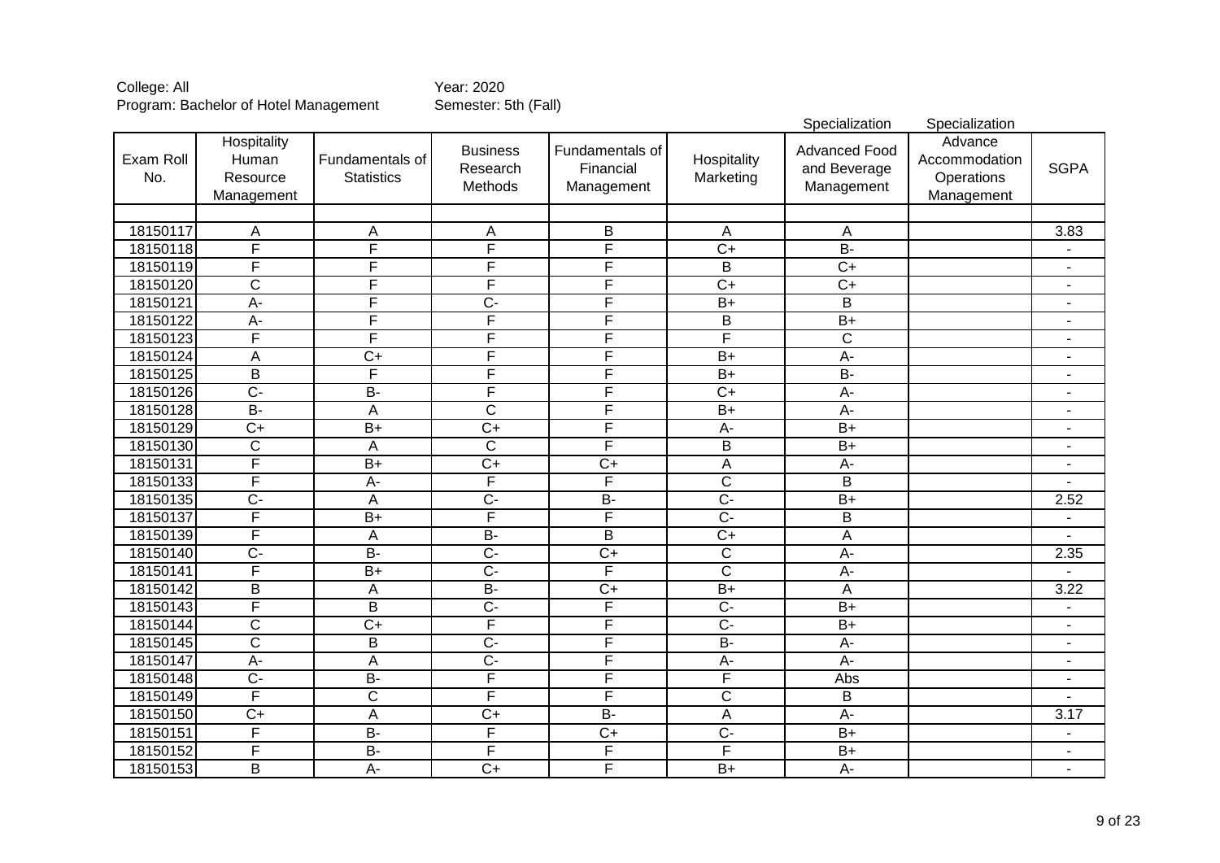College: All
Program: Bachelor of Hotel Management

Year: 2020
Semester: 5th (Fall)

| | | | | | | Specialization | Specialization | |
|---|---|---|---|---|---|---|---|---|
| Exam Roll No. | Hospitality Human Resource Management | Fundamentals of Statistics | Business Research Methods | Fundamentals of Financial Management | Hospitality Marketing | Advanced Food and Beverage Management | Advance Accommodation Operations Management | SGPA |
| | | | | | | | | |
| 18150117 | A | A | A | B | A | A | | 3.83 |
| 18150118 | F | F | F | F | C+ | B- | | - |
| 18150119 | F | F | F | F | B | C+ | | - |
| 18150120 | C | F | F | F | C+ | C+ | | - |
| 18150121 | A- | F | C- | F | B+ | B | | - |
| 18150122 | A- | F | F | F | B | B+ | | - |
| 18150123 | F | F | F | F | F | C | | - |
| 18150124 | A | C+ | F | F | B+ | A- | | - |
| 18150125 | B | F | F | F | B+ | B- | | - |
| 18150126 | C- | B- | F | F | C+ | A- | | - |
| 18150128 | B- | A | C | F | B+ | A- | | - |
| 18150129 | C+ | B+ | C+ | F | A- | B+ | | - |
| 18150130 | C | A | C | F | B | B+ | | - |
| 18150131 | F | B+ | C+ | C+ | A | A- | | - |
| 18150133 | F | A- | F | F | C | B | | - |
| 18150135 | C- | A | C- | B- | C- | B+ | | 2.52 |
| 18150137 | F | B+ | F | F | C- | B | | - |
| 18150139 | F | A | B- | B | C+ | A | | - |
| 18150140 | C- | B- | C- | C+ | C | A- | | 2.35 |
| 18150141 | F | B+ | C- | F | C | A- | | - |
| 18150142 | B | A | B- | C+ | B+ | A | | 3.22 |
| 18150143 | F | B | C- | F | C- | B+ | | - |
| 18150144 | C | C+ | F | F | C- | B+ | | - |
| 18150145 | C | B | C- | F | B- | A- | | - |
| 18150147 | A- | A | C- | F | A- | A- | | - |
| 18150148 | C- | B- | F | F | F | Abs | | - |
| 18150149 | F | C | F | F | C | B | | - |
| 18150150 | C+ | A | C+ | B- | A | A- | | 3.17 |
| 18150151 | F | B- | F | C+ | C- | B+ | | - |
| 18150152 | F | B- | F | F | F | B+ | | - |
| 18150153 | B | A- | C+ | F | B+ | A- | | - |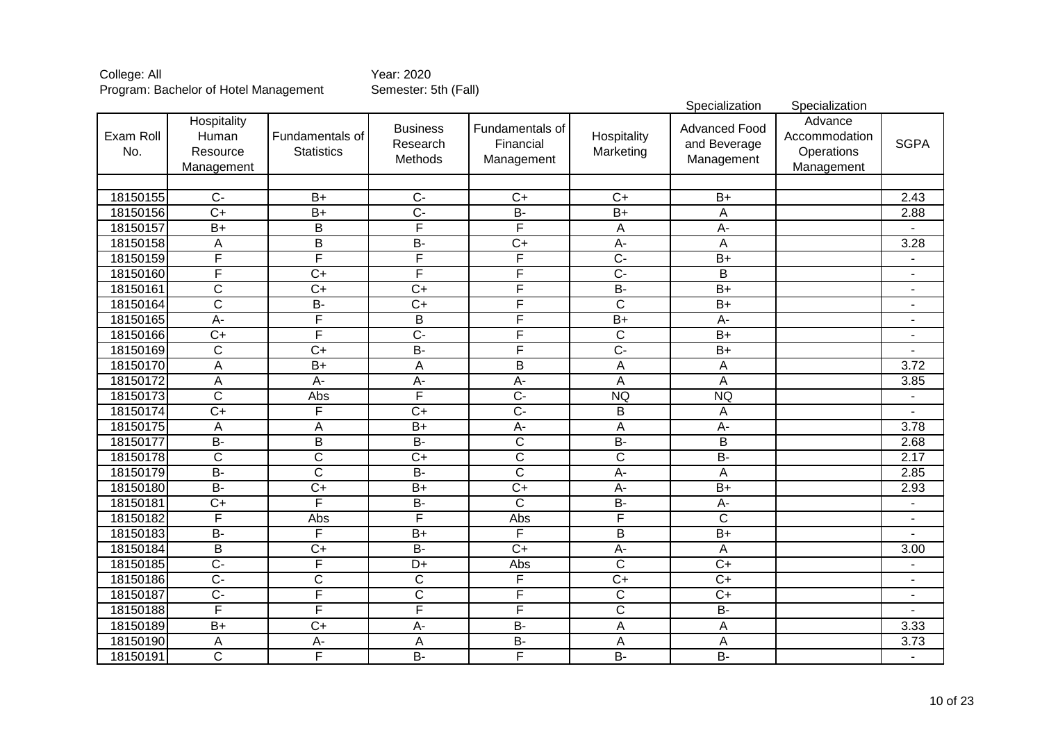College: All
Program: Bachelor of Hotel Management

Year: 2020
Semester: 5th (Fall)

| Exam Roll No. | Hospitality Human Resource Management | Fundamentals of Statistics | Business Research Methods | Fundamentals of Financial Management | Hospitality Marketing | Specialization: Advanced Food and Beverage Management | Specialization: Advance Accommodation Operations Management | SGPA |
|---|---|---|---|---|---|---|---|---|
| | | | | | | | | |
| 18150155 | C- | B+ | C- | C+ | C+ | B+ | | 2.43 |
| 18150156 | C+ | B+ | C- | B- | B+ | A | | 2.88 |
| 18150157 | B+ | B | F | F | A | A- | | - |
| 18150158 | A | B | B- | C+ | A- | A | | 3.28 |
| 18150159 | F | F | F | F | C- | B+ | | - |
| 18150160 | F | C+ | F | F | C- | B | | - |
| 18150161 | C | C+ | C+ | F | B- | B+ | | - |
| 18150164 | C | B- | C+ | F | C | B+ | | - |
| 18150165 | A- | F | B | F | B+ | A- | | - |
| 18150166 | C+ | F | C- | F | C | B+ | | - |
| 18150169 | C | C+ | B- | F | C- | B+ | | - |
| 18150170 | A | B+ | A | B | A | A | | 3.72 |
| 18150172 | A | A- | A- | A- | A | A | | 3.85 |
| 18150173 | C | Abs | F | C- | NQ | NQ | | - |
| 18150174 | C+ | F | C+ | C- | B | A | | - |
| 18150175 | A | A | B+ | A- | A | A- | | 3.78 |
| 18150177 | B- | B | B- | C | B- | B | | 2.68 |
| 18150178 | C | C | C+ | C | C | B- | | 2.17 |
| 18150179 | B- | C | B- | C | A- | A | | 2.85 |
| 18150180 | B- | C+ | B+ | C+ | A- | B+ | | 2.93 |
| 18150181 | C+ | F | B- | C | B- | A- | | - |
| 18150182 | F | Abs | F | Abs | F | C | | - |
| 18150183 | B- | F | B+ | F | B | B+ | | - |
| 18150184 | B | C+ | B- | C+ | A- | A | | 3.00 |
| 18150185 | C- | F | D+ | Abs | C | C+ | | - |
| 18150186 | C- | C | C | F | C+ | C+ | | - |
| 18150187 | C- | F | C | F | C | C+ | | - |
| 18150188 | F | F | F | F | C | B- | | - |
| 18150189 | B+ | C+ | A- | B- | A | A | | 3.33 |
| 18150190 | A | A- | A | B- | A | A | | 3.73 |
| 18150191 | C | F | B- | F | B- | B- | | - |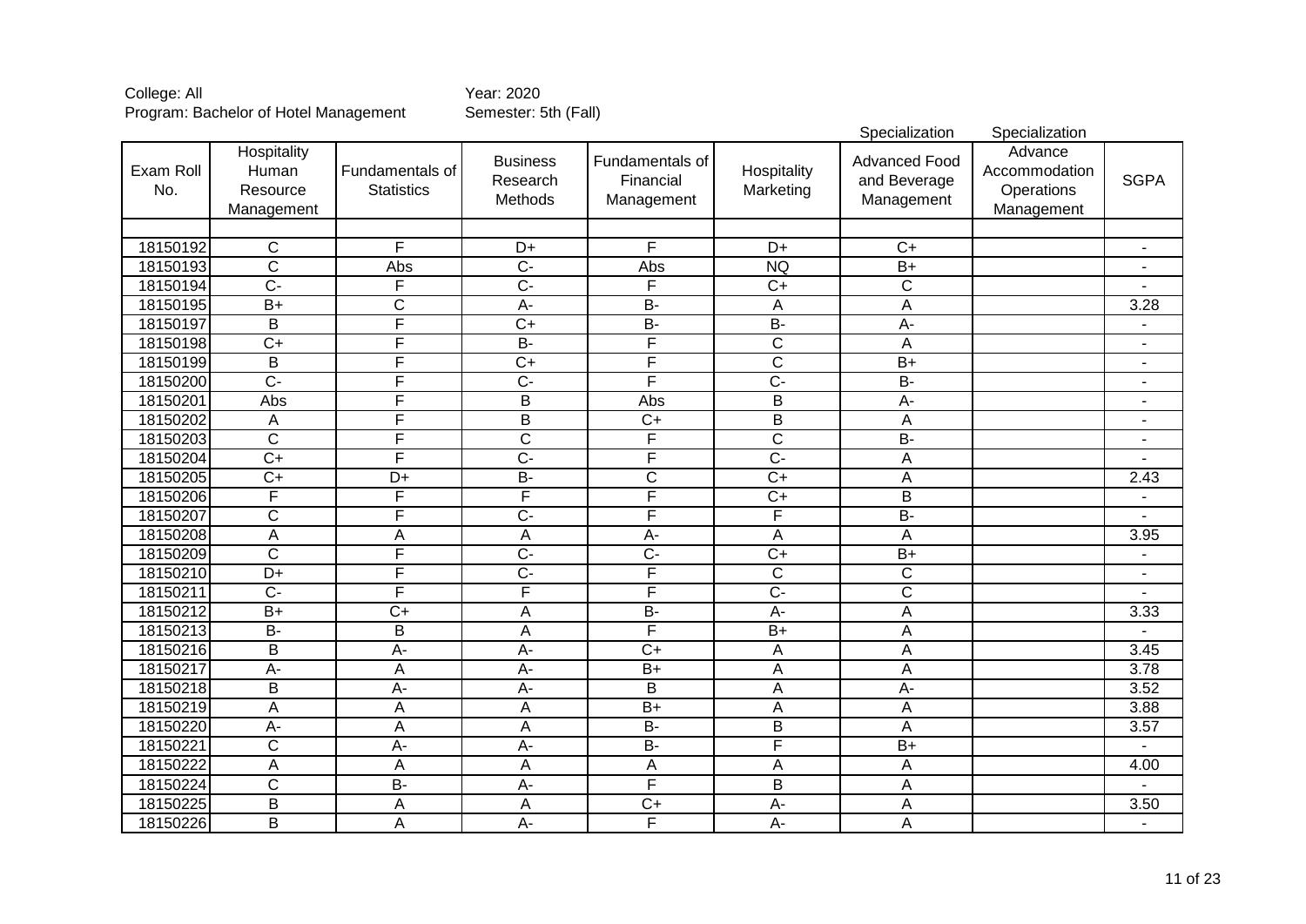College: All
Program: Bachelor of Hotel Management

Year: 2020
Semester: 5th (Fall)

| Exam Roll No. | Hospitality Human Resource Management | Fundamentals of Statistics | Business Research Methods | Fundamentals of Financial Management | Hospitality Marketing | Specialization Advanced Food and Beverage Management | Specialization Advance Accommodation Operations Management | SGPA |
|---|---|---|---|---|---|---|---|---|
| | | | | | | | | |
| 18150192 | C | F | D+ | F | D+ | C+ | | - |
| 18150193 | C | Abs | C- | Abs | NQ | B+ | | - |
| 18150194 | C- | F | C- | F | C+ | C | | - |
| 18150195 | B+ | C | A- | B- | A | A | | 3.28 |
| 18150197 | B | F | C+ | B- | B- | A- | | - |
| 18150198 | C+ | F | B- | F | C | A | | - |
| 18150199 | B | F | C+ | F | C | B+ | | - |
| 18150200 | C- | F | C- | F | C- | B- | | - |
| 18150201 | Abs | F | B | Abs | B | A- | | - |
| 18150202 | A | F | B | C+ | B | A | | - |
| 18150203 | C | F | C | F | C | B- | | - |
| 18150204 | C+ | F | C- | F | C- | A | | - |
| 18150205 | C+ | D+ | B- | C | C+ | A | | 2.43 |
| 18150206 | F | F | F | F | C+ | B | | - |
| 18150207 | C | F | C- | F | F | B- | | - |
| 18150208 | A | A | A | A- | A | A | | 3.95 |
| 18150209 | C | F | C- | C- | C+ | B+ | | - |
| 18150210 | D+ | F | C- | F | C | C | | - |
| 18150211 | C- | F | F | F | C- | C | | - |
| 18150212 | B+ | C+ | A | B- | A- | A | | 3.33 |
| 18150213 | B- | B | A | F | B+ | A | | - |
| 18150216 | B | A- | A- | C+ | A | A | | 3.45 |
| 18150217 | A- | A | A- | B+ | A | A | | 3.78 |
| 18150218 | B | A- | A- | B | A | A- | | 3.52 |
| 18150219 | A | A | A | B+ | A | A | | 3.88 |
| 18150220 | A- | A | A | B- | B | A | | 3.57 |
| 18150221 | C | A- | A- | B- | F | B+ | | - |
| 18150222 | A | A | A | A | A | A | | 4.00 |
| 18150224 | C | B- | A- | F | B | A | | - |
| 18150225 | B | A | A | C+ | A- | A | | 3.50 |
| 18150226 | B | A | A- | F | A- | A | | - |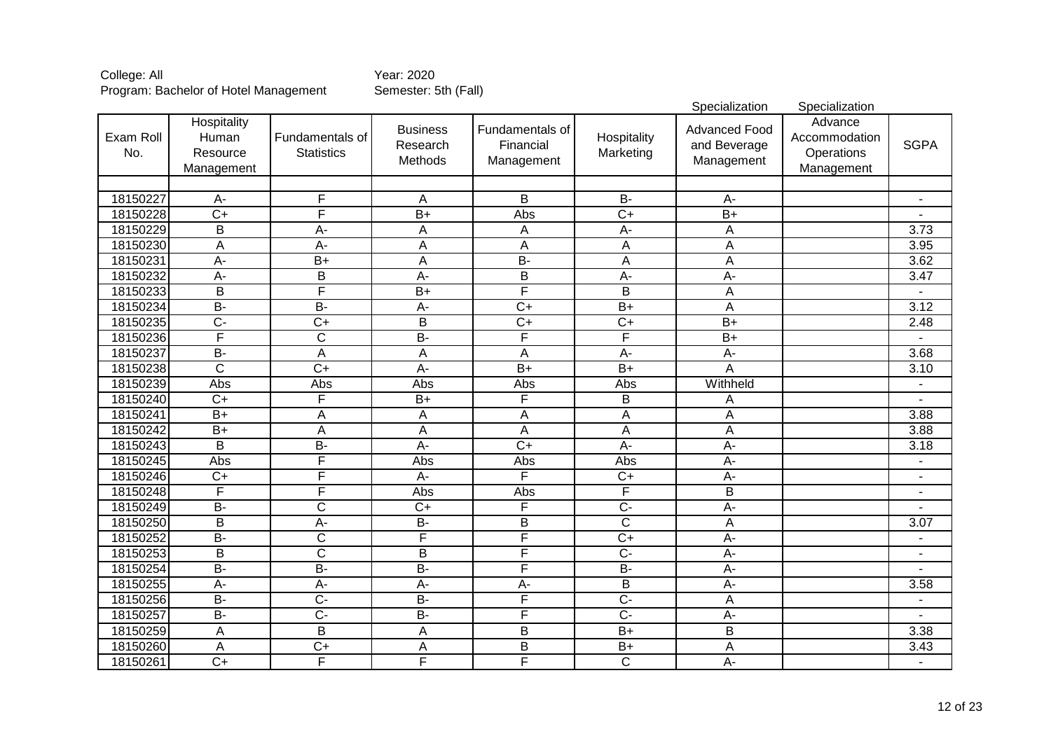College: All
Program: Bachelor of Hotel Management

Year: 2020
Semester: 5th (Fall)

| Exam Roll No. | Hospitality Human Resource Management | Fundamentals of Statistics | Business Research Methods | Fundamentals of Financial Management | Hospitality Marketing | Specialization Advanced Food and Beverage Management | Specialization Advance Accommodation Operations Management | SGPA |
|---|---|---|---|---|---|---|---|---|
| | | | | | | | | |
| 18150227 | A- | F | A | B | B- | A- | | - |
| 18150228 | C+ | F | B+ | Abs | C+ | B+ | | - |
| 18150229 | B | A- | A | A | A- | A | | 3.73 |
| 18150230 | A | A- | A | A | A | A | | 3.95 |
| 18150231 | A- | B+ | A | B- | A | A | | 3.62 |
| 18150232 | A- | B | A- | B | A- | A- | | 3.47 |
| 18150233 | B | F | B+ | F | B | A | | - |
| 18150234 | B- | B- | A- | C+ | B+ | A | | 3.12 |
| 18150235 | C- | C+ | B | C+ | C+ | B+ | | 2.48 |
| 18150236 | F | C | B- | F | F | B+ | | - |
| 18150237 | B- | A | A | A | A- | A- | | 3.68 |
| 18150238 | C | C+ | A- | B+ | B+ | A | | 3.10 |
| 18150239 | Abs | Abs | Abs | Abs | Abs | Withheld | | - |
| 18150240 | C+ | F | B+ | F | B | A | | - |
| 18150241 | B+ | A | A | A | A | A | | 3.88 |
| 18150242 | B+ | A | A | A | A | A | | 3.88 |
| 18150243 | B | B- | A- | C+ | A- | A- | | 3.18 |
| 18150245 | Abs | F | Abs | Abs | Abs | A- | | - |
| 18150246 | C+ | F | A- | F | C+ | A- | | - |
| 18150248 | F | F | Abs | Abs | F | B | | - |
| 18150249 | B- | C | C+ | F | C- | A- | | - |
| 18150250 | B | A- | B- | B | C | A | | 3.07 |
| 18150252 | B- | C | F | F | C+ | A- | | - |
| 18150253 | B | C | B | F | C- | A- | | - |
| 18150254 | B- | B- | B- | F | B- | A- | | - |
| 18150255 | A- | A- | A- | A- | B | A- | | 3.58 |
| 18150256 | B- | C- | B- | F | C- | A | | - |
| 18150257 | B- | C- | B- | F | C- | A- | | - |
| 18150259 | A | B | A | B | B+ | B | | 3.38 |
| 18150260 | A | C+ | A | B | B+ | A | | 3.43 |
| 18150261 | C+ | F | F | F | C | A- | | - |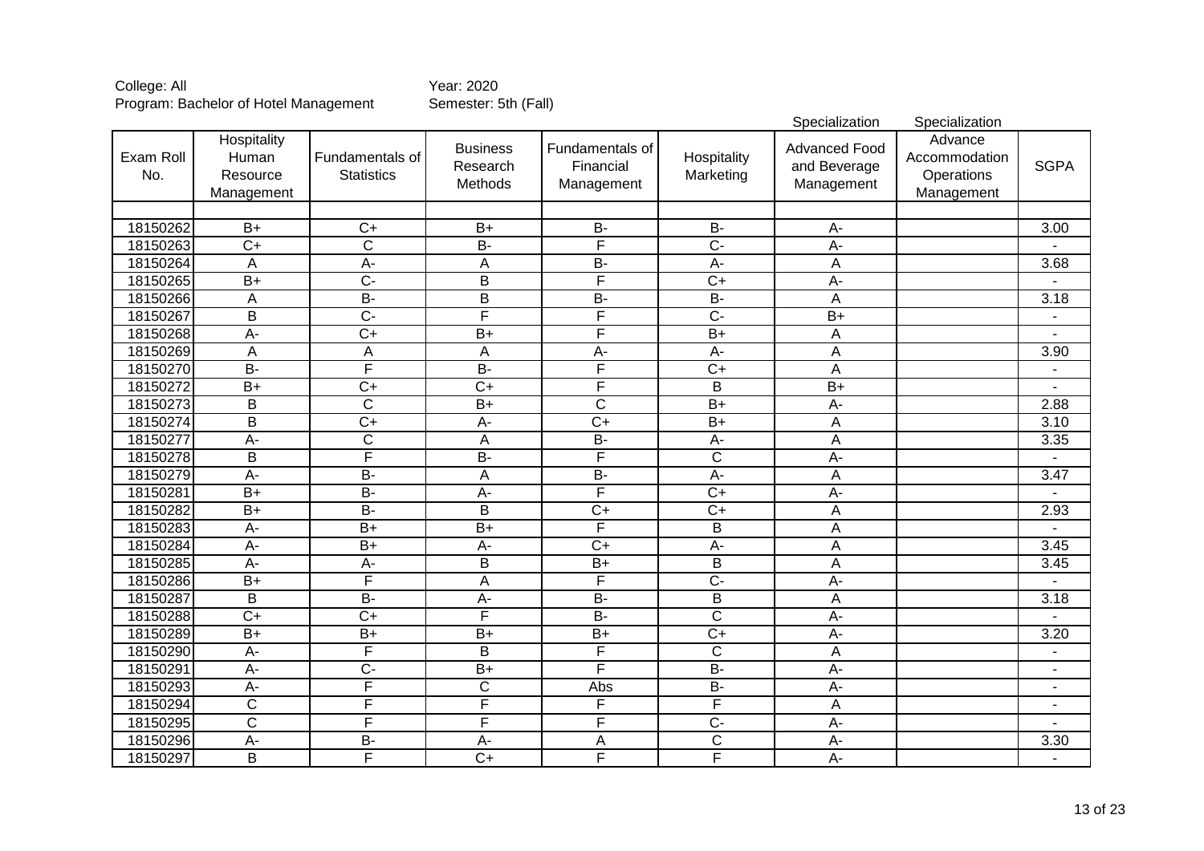College: All
Program: Bachelor of Hotel Management

Year: 2020
Semester: 5th (Fall)

| Exam Roll No. | Hospitality Human Resource Management | Fundamentals of Statistics | Business Research Methods | Fundamentals of Financial Management | Hospitality Marketing | Specialization Advanced Food and Beverage Management | Specialization Advance Accommodation Operations Management | SGPA |
|---|---|---|---|---|---|---|---|---|
| | | | | | | | | |
| 18150262 | B+ | C+ | B+ | B- | B- | A- | | 3.00 |
| 18150263 | C+ | C | B- | F | C- | A- | | - |
| 18150264 | A | A- | A | B- | A- | A | | 3.68 |
| 18150265 | B+ | C- | B | F | C+ | A- | | - |
| 18150266 | A | B- | B | B- | B- | A | | 3.18 |
| 18150267 | B | C- | F | F | C- | B+ | | - |
| 18150268 | A- | C+ | B+ | F | B+ | A | | - |
| 18150269 | A | A | A | A- | A- | A | | 3.90 |
| 18150270 | B- | F | B- | F | C+ | A | | - |
| 18150272 | B+ | C+ | C+ | F | B | B+ | | - |
| 18150273 | B | C | B+ | C | B+ | A- | | 2.88 |
| 18150274 | B | C+ | A- | C+ | B+ | A | | 3.10 |
| 18150277 | A- | C | A | B- | A- | A | | 3.35 |
| 18150278 | B | F | B- | F | C | A- | | - |
| 18150279 | A- | B- | A | B- | A- | A | | 3.47 |
| 18150281 | B+ | B- | A- | F | C+ | A- | | - |
| 18150282 | B+ | B- | B | C+ | C+ | A | | 2.93 |
| 18150283 | A- | B+ | B+ | F | B | A | | - |
| 18150284 | A- | B+ | A- | C+ | A- | A | | 3.45 |
| 18150285 | A- | A- | B | B+ | B | A | | 3.45 |
| 18150286 | B+ | F | A | F | C- | A- | | - |
| 18150287 | B | B- | A- | B- | B | A | | 3.18 |
| 18150288 | C+ | C+ | F | B- | C | A- | | - |
| 18150289 | B+ | B+ | B+ | B+ | C+ | A- | | 3.20 |
| 18150290 | A- | F | B | F | C | A | | - |
| 18150291 | A- | C- | B+ | F | B- | A- | | - |
| 18150293 | A- | F | C | Abs | B- | A- | | - |
| 18150294 | C | F | F | F | F | A | | - |
| 18150295 | C | F | F | F | C- | A- | | - |
| 18150296 | A- | B- | A- | A | C | A- | | 3.30 |
| 18150297 | B | F | C+ | F | F | A- | | - |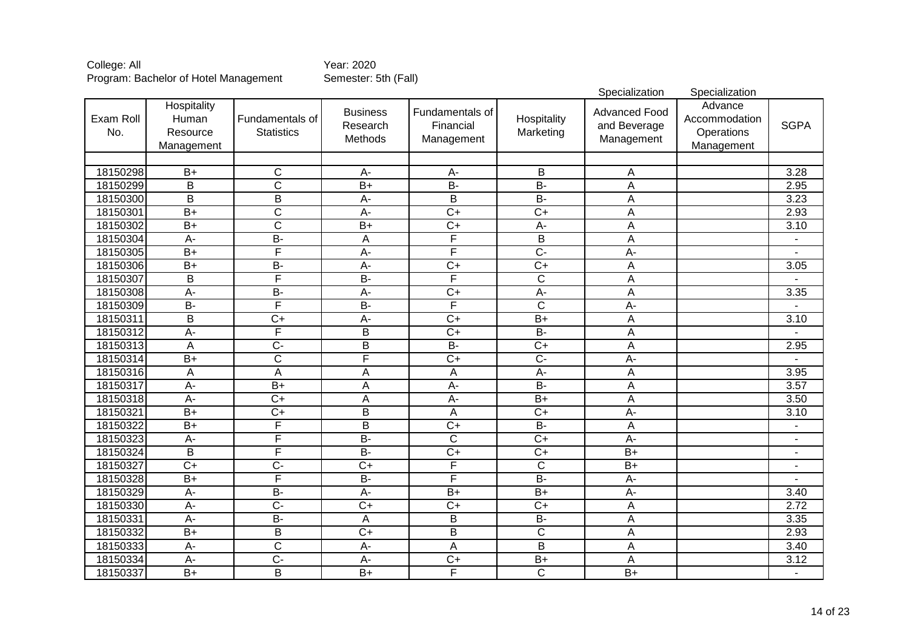College: All
Program: Bachelor of Hotel Management

Year: 2020
Semester: 5th (Fall)

| Exam Roll No. | Hospitality Human Resource Management | Fundamentals of Statistics | Business Research Methods | Fundamentals of Financial Management | Hospitality Marketing | Specialization Advanced Food and Beverage Management | Specialization Advance Accommodation Operations Management | SGPA |
|---|---|---|---|---|---|---|---|---|
| | | | | | | | | |
| 18150298 | B+ | C | A- | A- | B | A | | 3.28 |
| 18150299 | B | C | B+ | B- | B- | A | | 2.95 |
| 18150300 | B | B | A- | B | B- | A | | 3.23 |
| 18150301 | B+ | C | A- | C+ | C+ | A | | 2.93 |
| 18150302 | B+ | C | B+ | C+ | A- | A | | 3.10 |
| 18150304 | A- | B- | A | F | B | A | | - |
| 18150305 | B+ | F | A- | F | C- | A- | | - |
| 18150306 | B+ | B- | A- | C+ | C+ | A | | 3.05 |
| 18150307 | B | F | B- | F | C | A | | - |
| 18150308 | A- | B- | A- | C+ | A- | A | | 3.35 |
| 18150309 | B- | F | B- | F | C | A- | | - |
| 18150311 | B | C+ | A- | C+ | B+ | A | | 3.10 |
| 18150312 | A- | F | B | C+ | B- | A | | - |
| 18150313 | A | C- | B | B- | C+ | A | | 2.95 |
| 18150314 | B+ | C | F | C+ | C- | A- | | - |
| 18150316 | A | A | A | A | A- | A | | 3.95 |
| 18150317 | A- | B+ | A | A- | B- | A | | 3.57 |
| 18150318 | A- | C+ | A | A- | B+ | A | | 3.50 |
| 18150321 | B+ | C+ | B | A | C+ | A- | | 3.10 |
| 18150322 | B+ | F | B | C+ | B- | A | | - |
| 18150323 | A- | F | B- | C | C+ | A- | | - |
| 18150324 | B | F | B- | C+ | C+ | B+ | | - |
| 18150327 | C+ | C- | C+ | F | C | B+ | | - |
| 18150328 | B+ | F | B- | F | B- | A- | | - |
| 18150329 | A- | B- | A- | B+ | B+ | A- | | 3.40 |
| 18150330 | A- | C- | C+ | C+ | C+ | A | | 2.72 |
| 18150331 | A- | B- | A | B | B- | A | | 3.35 |
| 18150332 | B+ | B | C+ | B | C | A | | 2.93 |
| 18150333 | A- | C | A- | A | B | A | | 3.40 |
| 18150334 | A- | C- | A- | C+ | B+ | A | | 3.12 |
| 18150337 | B+ | B | B+ | F | C | B+ | | - |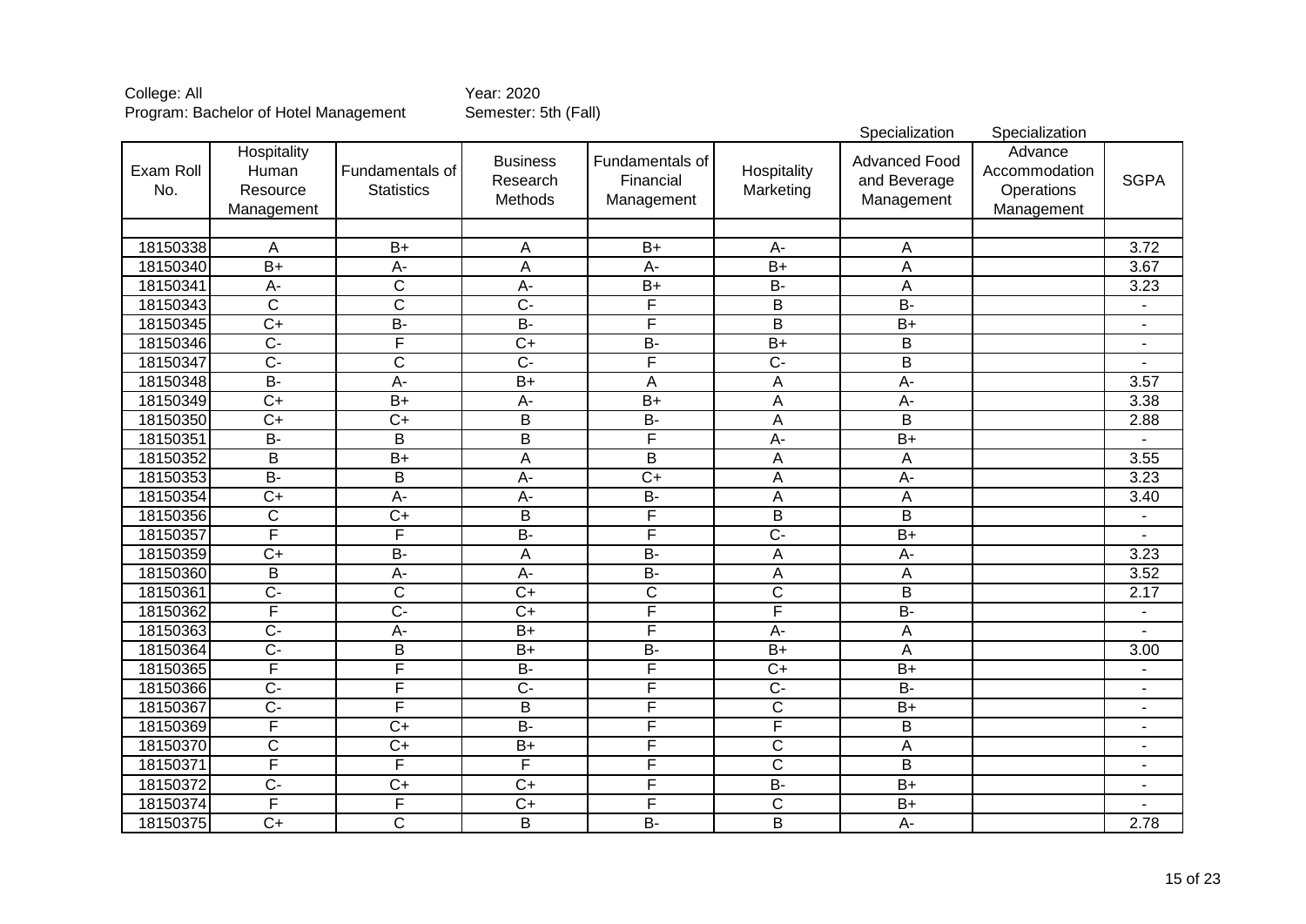College: All  Year: 2020
Program: Bachelor of Hotel Management  Semester: 5th (Fall)

| Exam Roll No. | Hospitality Human Resource Management | Fundamentals of Statistics | Business Research Methods | Fundamentals of Financial Management | Hospitality Marketing | Specialization Advanced Food and Beverage Management | Specialization Advance Accommodation Operations Management | SGPA |
|---|---|---|---|---|---|---|---|---|
| | | | | | | | | |
| 18150338 | A | B+ | A | B+ | A- | A | | 3.72 |
| 18150340 | B+ | A- | A | A- | B+ | A | | 3.67 |
| 18150341 | A- | C | A- | B+ | B- | A | | 3.23 |
| 18150343 | C | C | C- | F | B | B- | | - |
| 18150345 | C+ | B- | B- | F | B | B+ | | - |
| 18150346 | C- | F | C+ | B- | B+ | B | | - |
| 18150347 | C- | C | C- | F | C- | B | | - |
| 18150348 | B- | A- | B+ | A | A | A- | | 3.57 |
| 18150349 | C+ | B+ | A- | B+ | A | A- | | 3.38 |
| 18150350 | C+ | C+ | B | B- | A | B | | 2.88 |
| 18150351 | B- | B | B | F | A- | B+ | | - |
| 18150352 | B | B+ | A | B | A | A | | 3.55 |
| 18150353 | B- | B | A- | C+ | A | A- | | 3.23 |
| 18150354 | C+ | A- | A- | B- | A | A | | 3.40 |
| 18150356 | C | C+ | B | F | B | B | | - |
| 18150357 | F | F | B- | F | C- | B+ | | - |
| 18150359 | C+ | B- | A | B- | A | A- | | 3.23 |
| 18150360 | B | A- | A- | B- | A | A | | 3.52 |
| 18150361 | C- | C | C+ | C | C | B | | 2.17 |
| 18150362 | F | C- | C+ | F | F | B- | | - |
| 18150363 | C- | A- | B+ | F | A- | A | | - |
| 18150364 | C- | B | B+ | B- | B+ | A | | 3.00 |
| 18150365 | F | F | B- | F | C+ | B+ | | - |
| 18150366 | C- | F | C- | F | C- | B- | | - |
| 18150367 | C- | F | B | F | C | B+ | | - |
| 18150369 | F | C+ | B- | F | F | B | | - |
| 18150370 | C | C+ | B+ | F | C | A | | - |
| 18150371 | F | F | F | F | C | B | | - |
| 18150372 | C- | C+ | C+ | F | B- | B+ | | - |
| 18150374 | F | F | C+ | F | C | B+ | | - |
| 18150375 | C+ | C | B | B- | B | A- | | 2.78 |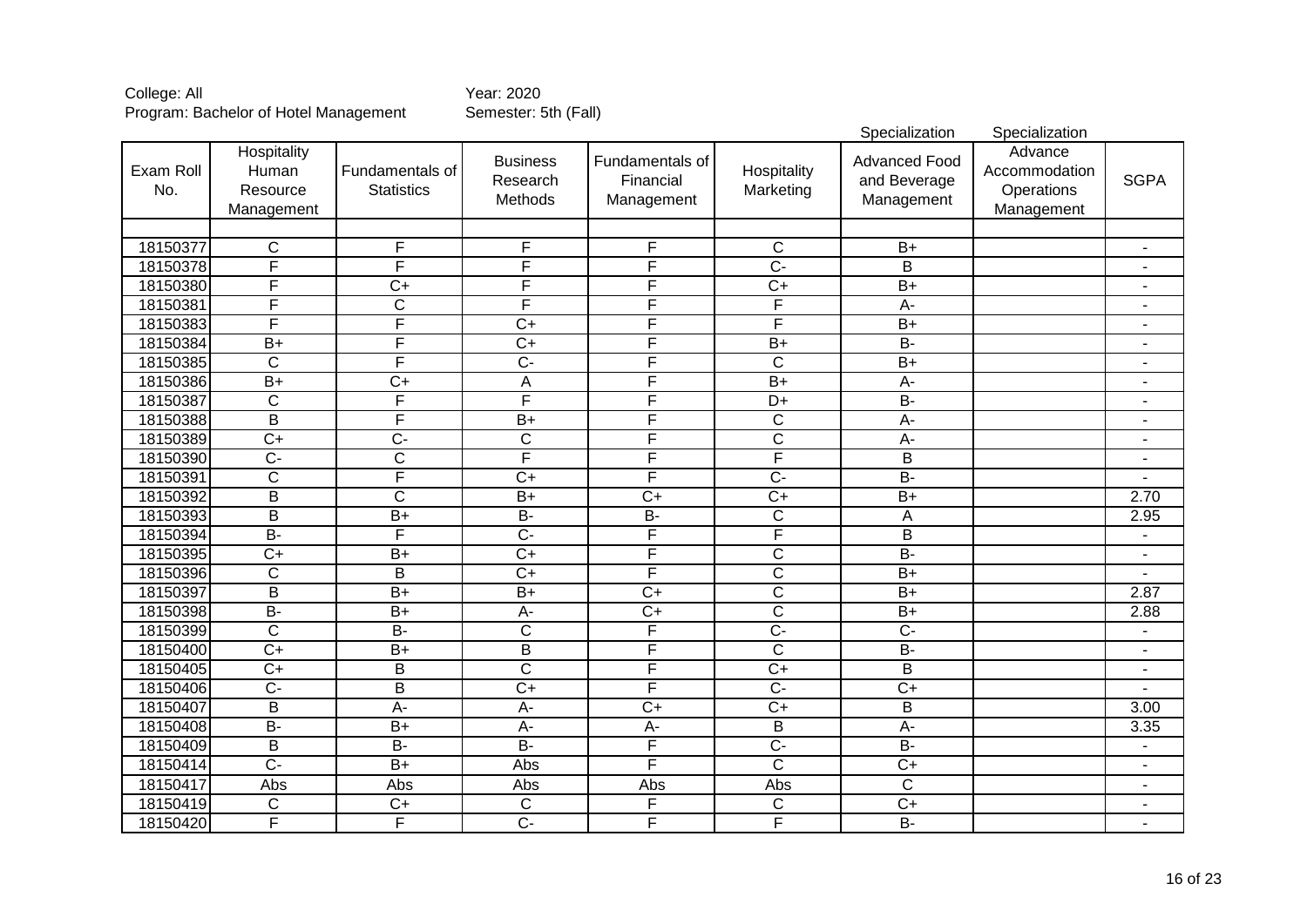College: All
Program: Bachelor of Hotel Management

Year: 2020
Semester: 5th (Fall)

| Exam Roll No. | Hospitality Human Resource Management | Fundamentals of Statistics | Business Research Methods | Fundamentals of Financial Management | Hospitality Marketing | Specialization<br>Advanced Food and Beverage Management | Specialization<br>Advance Accommodation Operations Management | SGPA |
|---|---|---|---|---|---|---|---|---|
| | | | | | | | | |
| 18150377 | C | F | F | F | C | B+ | | - |
| 18150378 | F | F | F | F | C- | B | | - |
| 18150380 | F | C+ | F | F | C+ | B+ | | - |
| 18150381 | F | C | F | F | F | A- | | - |
| 18150383 | F | F | C+ | F | F | B+ | | - |
| 18150384 | B+ | F | C+ | F | B+ | B- | | - |
| 18150385 | C | F | C- | F | C | B+ | | - |
| 18150386 | B+ | C+ | A | F | B+ | A- | | - |
| 18150387 | C | F | F | F | D+ | B- | | - |
| 18150388 | B | F | B+ | F | C | A- | | - |
| 18150389 | C+ | C- | C | F | C | A- | | - |
| 18150390 | C- | C | F | F | F | B | | - |
| 18150391 | C | F | C+ | F | C- | B- | | - |
| 18150392 | B | C | B+ | C+ | C+ | B+ | | 2.70 |
| 18150393 | B | B+ | B- | B- | C | A | | 2.95 |
| 18150394 | B- | F | C- | F | F | B | | - |
| 18150395 | C+ | B+ | C+ | F | C | B- | | - |
| 18150396 | C | B | C+ | F | C | B+ | | - |
| 18150397 | B | B+ | B+ | C+ | C | B+ | | 2.87 |
| 18150398 | B- | B+ | A- | C+ | C | B+ | | 2.88 |
| 18150399 | C | B- | C | F | C- | C- | | - |
| 18150400 | C+ | B+ | B | F | C | B- | | - |
| 18150405 | C+ | B | C | F | C+ | B | | - |
| 18150406 | C- | B | C+ | F | C- | C+ | | - |
| 18150407 | B | A- | A- | C+ | C+ | B | | 3.00 |
| 18150408 | B- | B+ | A- | A- | B | A- | | 3.35 |
| 18150409 | B | B- | B- | F | C- | B- | | - |
| 18150414 | C- | B+ | Abs | F | C | C+ | | - |
| 18150417 | Abs | Abs | Abs | Abs | Abs | C | | - |
| 18150419 | C | C+ | C | F | C | C+ | | - |
| 18150420 | F | F | C- | F | F | B- | | - |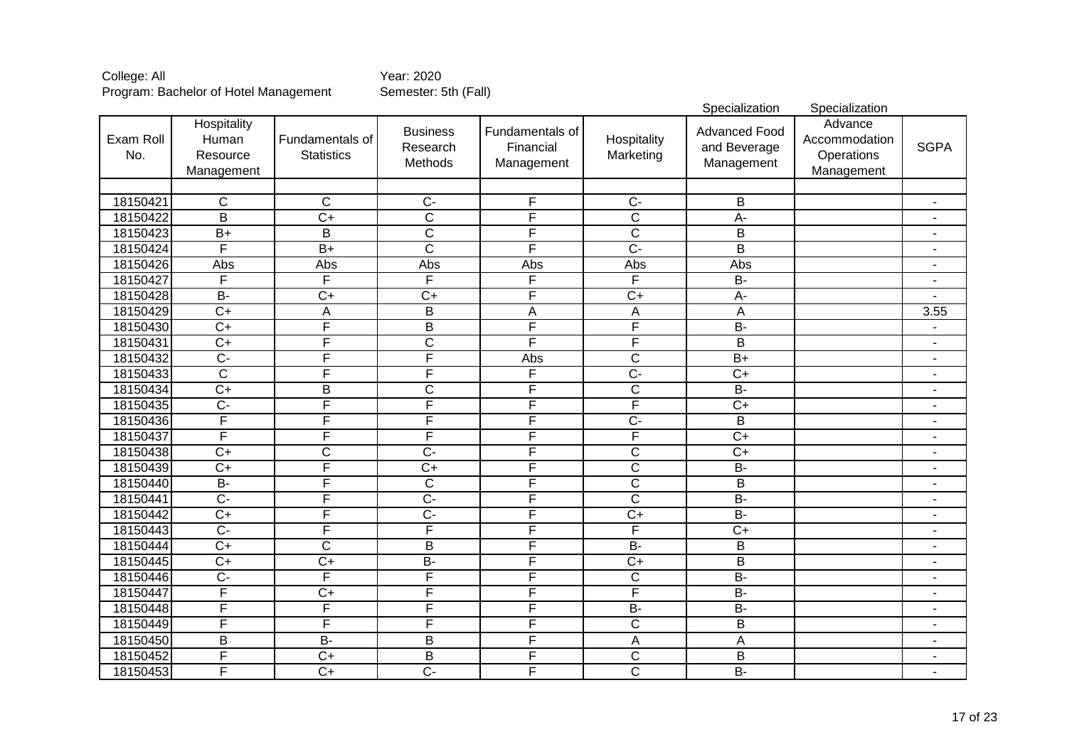College: All
Program: Bachelor of Hotel Management

Year: 2020
Semester: 5th (Fall)

| Exam Roll No. | Hospitality Human Resource Management | Fundamentals of Statistics | Business Research Methods | Fundamentals of Financial Management | Hospitality Marketing | Specialization Advanced Food and Beverage Management | Specialization Advance Accommodation Operations Management | SGPA |
|---|---|---|---|---|---|---|---|---|
| | | | | | | | | |
| 18150421 | C | C | C- | F | C- | B | | - |
| 18150422 | B | C+ | C | F | C | A- | | - |
| 18150423 | B+ | B | C | F | C | B | | - |
| 18150424 | F | B+ | C | F | C- | B | | - |
| 18150426 | Abs | Abs | Abs | Abs | Abs | Abs | | - |
| 18150427 | F | F | F | F | F | B- | | - |
| 18150428 | B- | C+ | C+ | F | C+ | A- | | - |
| 18150429 | C+ | A | B | A | A | A | | 3.55 |
| 18150430 | C+ | F | B | F | F | B- | | - |
| 18150431 | C+ | F | C | F | F | B | | - |
| 18150432 | C- | F | F | Abs | C | B+ | | - |
| 18150433 | C | F | F | F | C- | C+ | | - |
| 18150434 | C+ | B | C | F | C | B- | | - |
| 18150435 | C- | F | F | F | F | C+ | | - |
| 18150436 | F | F | F | F | C- | B | | - |
| 18150437 | F | F | F | F | F | C+ | | - |
| 18150438 | C+ | C | C- | F | C | C+ | | - |
| 18150439 | C+ | F | C+ | F | C | B- | | - |
| 18150440 | B- | F | C | F | C | B | | - |
| 18150441 | C- | F | C- | F | C | B- | | - |
| 18150442 | C+ | F | C- | F | C+ | B- | | - |
| 18150443 | C- | F | F | F | F | C+ | | - |
| 18150444 | C+ | C | B | F | B- | B | | - |
| 18150445 | C+ | C+ | B- | F | C+ | B | | - |
| 18150446 | C- | F | F | F | C | B- | | - |
| 18150447 | F | C+ | F | F | F | B- | | - |
| 18150448 | F | F | F | F | B- | B- | | - |
| 18150449 | F | F | F | F | C | B | | - |
| 18150450 | B | B- | B | F | A | A | | - |
| 18150452 | F | C+ | B | F | C | B | | - |
| 18150453 | F | C+ | C- | F | C | B- | | - |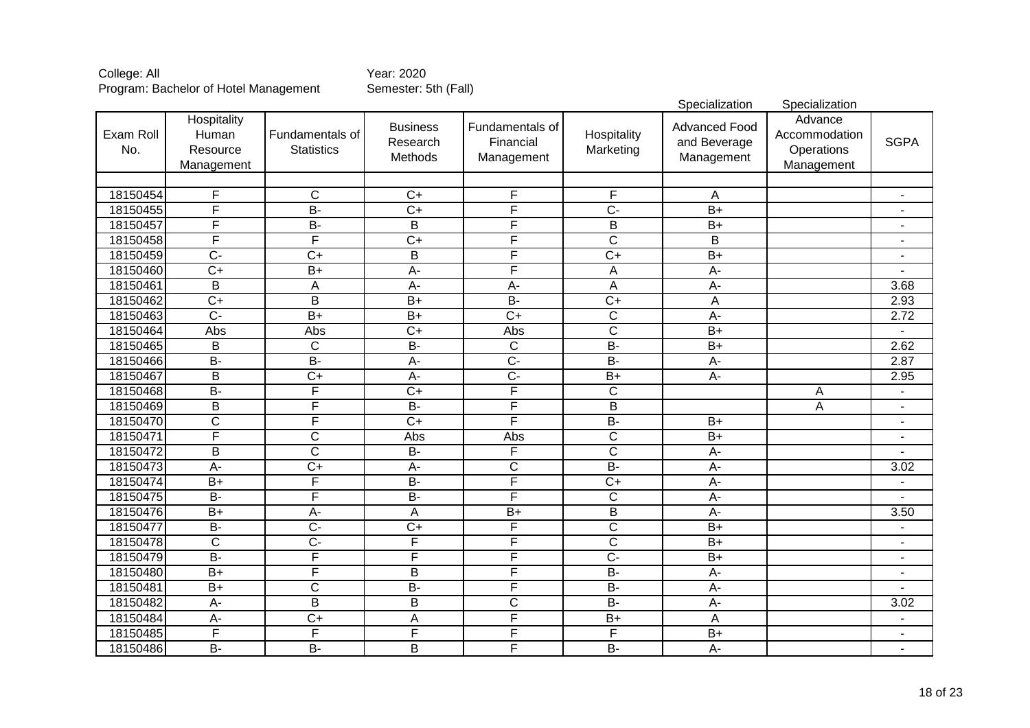College: All
Program: Bachelor of Hotel Management

Year: 2020
Semester: 5th (Fall)

| Exam Roll No. | Hospitality Human Resource Management | Fundamentals of Statistics | Business Research Methods | Fundamentals of Financial Management | Hospitality Marketing | Specialization Advanced Food and Beverage Management | Specialization Advance Accommodation Operations Management | SGPA |
|---|---|---|---|---|---|---|---|---|
| | | | | | | | | |
| 18150454 | F | C | C+ | F | F | A | | - |
| 18150455 | F | B- | C+ | F | C- | B+ | | - |
| 18150457 | F | B- | B | F | B | B+ | | - |
| 18150458 | F | F | C+ | F | C | B | | - |
| 18150459 | C- | C+ | B | F | C+ | B+ | | - |
| 18150460 | C+ | B+ | A- | F | A | A- | | - |
| 18150461 | B | A | A- | A- | A | A- | | 3.68 |
| 18150462 | C+ | B | B+ | B- | C+ | A | | 2.93 |
| 18150463 | C- | B+ | B+ | C+ | C | A- | | 2.72 |
| 18150464 | Abs | Abs | C+ | Abs | C | B+ | | - |
| 18150465 | B | C | B- | C | B- | B+ | | 2.62 |
| 18150466 | B- | B- | A- | C- | B- | A- | | 2.87 |
| 18150467 | B | C+ | A- | C- | B+ | A- | | 2.95 |
| 18150468 | B- | F | C+ | F | C | | A | - |
| 18150469 | B | F | B- | F | B | | A | - |
| 18150470 | C | F | C+ | F | B- | B+ | | - |
| 18150471 | F | C | Abs | Abs | C | B+ | | - |
| 18150472 | B | C | B- | F | C | A- | | - |
| 18150473 | A- | C+ | A- | C | B- | A- | | 3.02 |
| 18150474 | B+ | F | B- | F | C+ | A- | | - |
| 18150475 | B- | F | B- | F | C | A- | | - |
| 18150476 | B+ | A- | A | B+ | B | A- | | 3.50 |
| 18150477 | B- | C- | C+ | F | C | B+ | | - |
| 18150478 | C | C- | F | F | C | B+ | | - |
| 18150479 | B- | F | F | F | C- | B+ | | - |
| 18150480 | B+ | F | B | F | B- | A- | | - |
| 18150481 | B+ | C | B- | F | B- | A- | | - |
| 18150482 | A- | B | B | C | B- | A- | | 3.02 |
| 18150484 | A- | C+ | A | F | B+ | A | | - |
| 18150485 | F | F | F | F | F | B+ | | - |
| 18150486 | B- | B- | B | F | B- | A- | | - |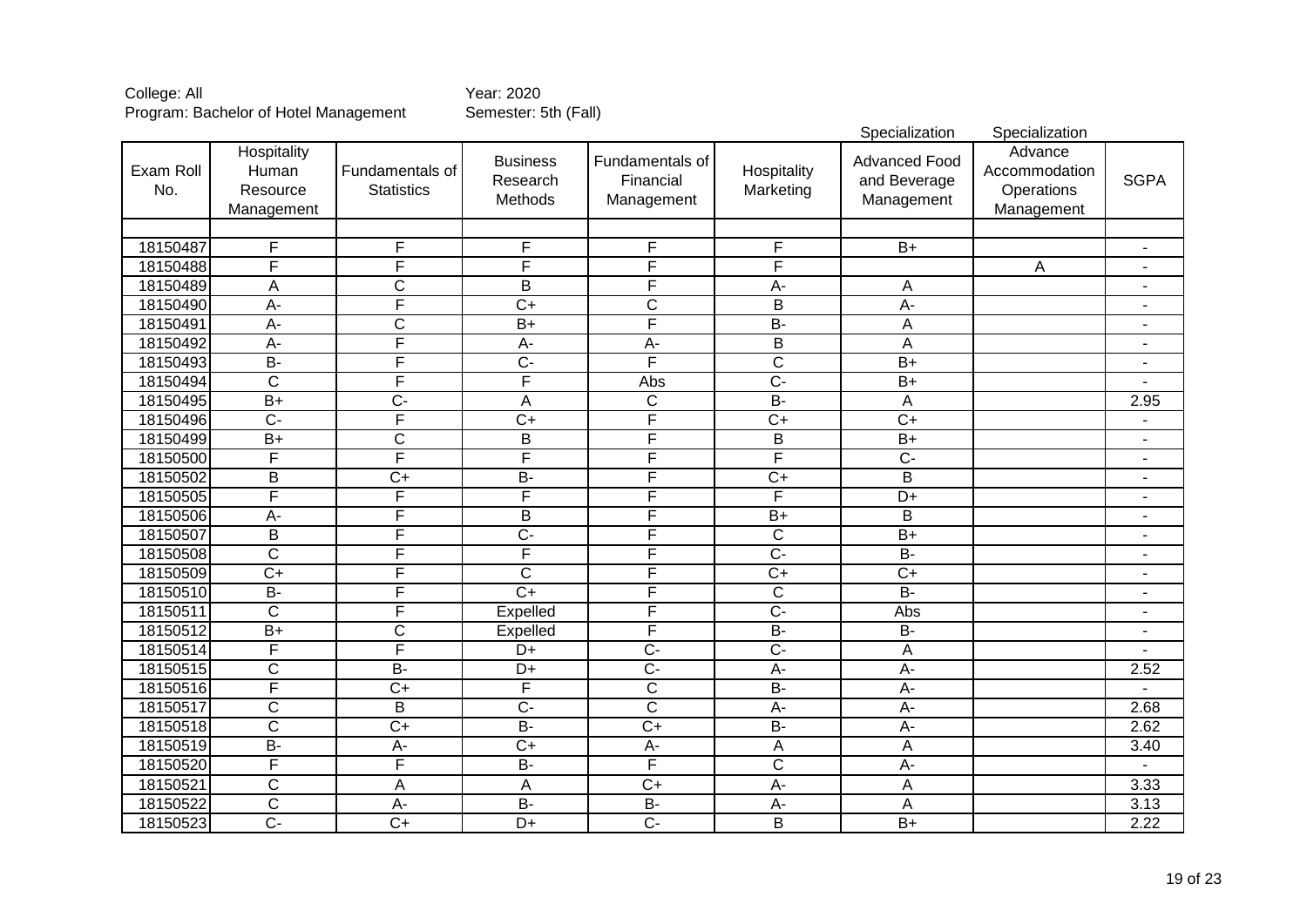College: All
Program: Bachelor of Hotel Management

Year: 2020
Semester: 5th (Fall)

| Exam Roll No. | Hospitality Human Resource Management | Fundamentals of Statistics | Business Research Methods | Fundamentals of Financial Management | Hospitality Marketing | Specialization Advanced Food and Beverage Management | Specialization Advance Accommodation Operations Management | SGPA |
|---|---|---|---|---|---|---|---|---|
| | | | | | | | | |
| 18150487 | F | F | F | F | F | B+ | | - |
| 18150488 | F | F | F | F | F | | A | - |
| 18150489 | A | C | B | F | A- | A | | - |
| 18150490 | A- | F | C+ | C | B | A- | | - |
| 18150491 | A- | C | B+ | F | B- | A | | - |
| 18150492 | A- | F | A- | A- | B | A | | - |
| 18150493 | B- | F | C- | F | C | B+ | | - |
| 18150494 | C | F | F | Abs | C- | B+ | | - |
| 18150495 | B+ | C- | A | C | B- | A | | 2.95 |
| 18150496 | C- | F | C+ | F | C+ | C+ | | - |
| 18150499 | B+ | C | B | F | B | B+ | | - |
| 18150500 | F | F | F | F | F | C- | | - |
| 18150502 | B | C+ | B- | F | C+ | B | | - |
| 18150505 | F | F | F | F | F | D+ | | - |
| 18150506 | A- | F | B | F | B+ | B | | - |
| 18150507 | B | F | C- | F | C | B+ | | - |
| 18150508 | C | F | F | F | C- | B- | | - |
| 18150509 | C+ | F | C | F | C+ | C+ | | - |
| 18150510 | B- | F | C+ | F | C | B- | | - |
| 18150511 | C | F | Expelled | F | C- | Abs | | - |
| 18150512 | B+ | C | Expelled | F | B- | B- | | - |
| 18150514 | F | F | D+ | C- | C- | A | | - |
| 18150515 | C | B- | D+ | C- | A- | A- | | 2.52 |
| 18150516 | F | C+ | F | C | B- | A- | | - |
| 18150517 | C | B | C- | C | A- | A- | | 2.68 |
| 18150518 | C | C+ | B- | C+ | B- | A- | | 2.62 |
| 18150519 | B- | A- | C+ | A- | A | A | | 3.40 |
| 18150520 | F | F | B- | F | C | A- | | - |
| 18150521 | C | A | A | C+ | A- | A | | 3.33 |
| 18150522 | C | A- | B- | B- | A- | A | | 3.13 |
| 18150523 | C- | C+ | D+ | C- | B | B+ | | 2.22 |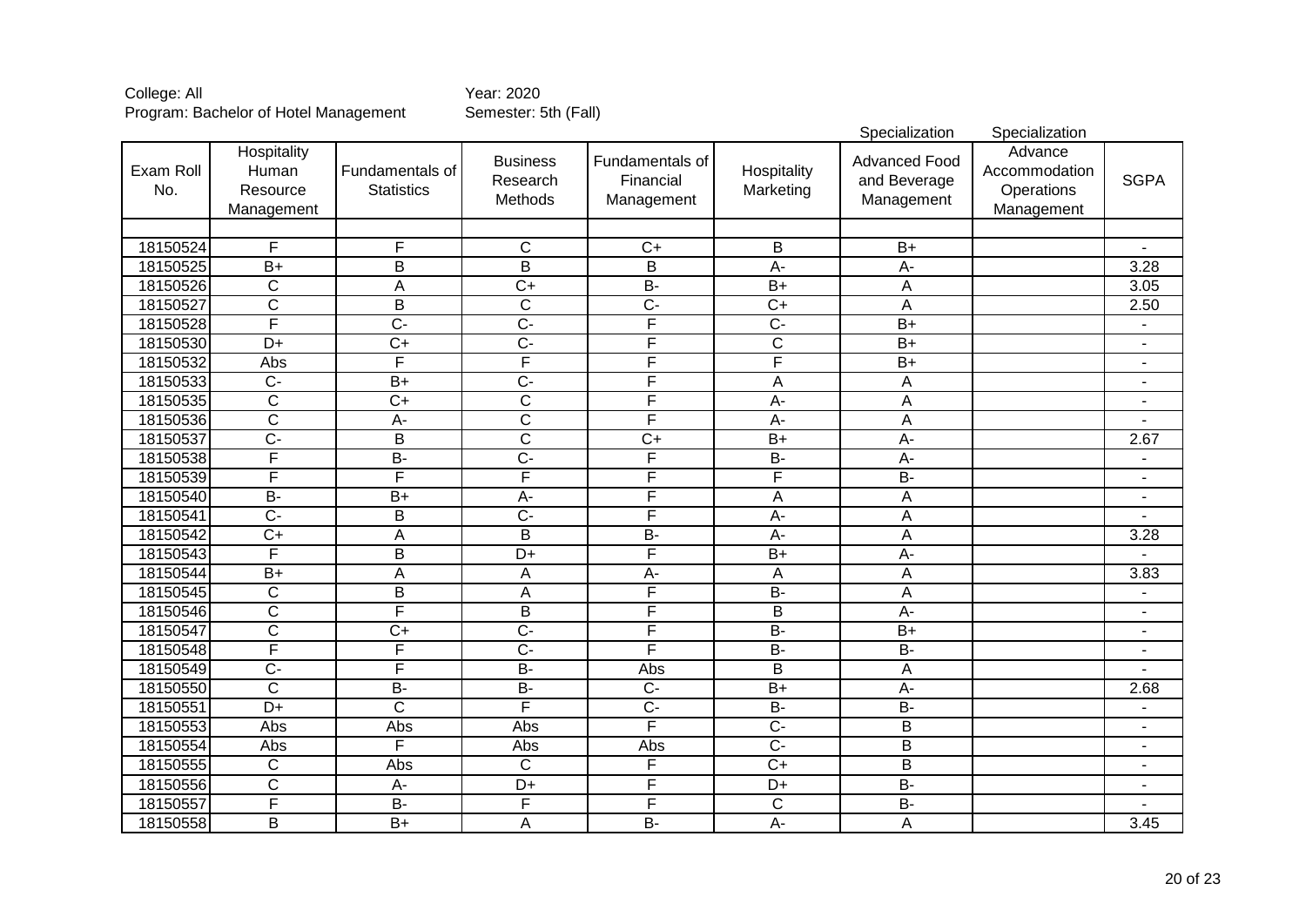College: All
Program: Bachelor of Hotel Management

Year: 2020
Semester: 5th (Fall)

| Exam Roll No. | Hospitality Human Resource Management | Fundamentals of Statistics | Business Research Methods | Fundamentals of Financial Management | Hospitality Marketing | Specialization<br>Advanced Food and Beverage Management | Specialization<br>Advance Accommodation Operations Management | SGPA |
|---|---|---|---|---|---|---|---|---|
| | | | | | | | | |
| 18150524 | F | F | C | C+ | B | B+ | | - |
| 18150525 | B+ | B | B | B | A- | A- | | 3.28 |
| 18150526 | C | A | C+ | B- | B+ | A | | 3.05 |
| 18150527 | C | B | C | C- | C+ | A | | 2.50 |
| 18150528 | F | C- | C- | F | C- | B+ | | - |
| 18150530 | D+ | C+ | C- | F | C | B+ | | - |
| 18150532 | Abs | F | F | F | F | B+ | | - |
| 18150533 | C- | B+ | C- | F | A | A | | - |
| 18150535 | C | C+ | C | F | A- | A | | - |
| 18150536 | C | A- | C | F | A- | A | | - |
| 18150537 | C- | B | C | C+ | B+ | A- | | 2.67 |
| 18150538 | F | B- | C- | F | B- | A- | | - |
| 18150539 | F | F | F | F | F | B- | | - |
| 18150540 | B- | B+ | A- | F | A | A | | - |
| 18150541 | C- | B | C- | F | A- | A | | - |
| 18150542 | C+ | A | B | B- | A- | A | | 3.28 |
| 18150543 | F | B | D+ | F | B+ | A- | | - |
| 18150544 | B+ | A | A | A- | A | A | | 3.83 |
| 18150545 | C | B | A | F | B- | A | | - |
| 18150546 | C | F | B | F | B | A- | | - |
| 18150547 | C | C+ | C- | F | B- | B+ | | - |
| 18150548 | F | F | C- | F | B- | B- | | - |
| 18150549 | C- | F | B- | Abs | B | A | | - |
| 18150550 | C | B- | B- | C- | B+ | A- | | 2.68 |
| 18150551 | D+ | C | F | C- | B- | B- | | - |
| 18150553 | Abs | Abs | Abs | F | C- | B | | - |
| 18150554 | Abs | F | Abs | Abs | C- | B | | - |
| 18150555 | C | Abs | C | F | C+ | B | | - |
| 18150556 | C | A- | D+ | F | D+ | B- | | - |
| 18150557 | F | B- | F | F | C | B- | | - |
| 18150558 | B | B+ | A | B- | A- | A | | 3.45 |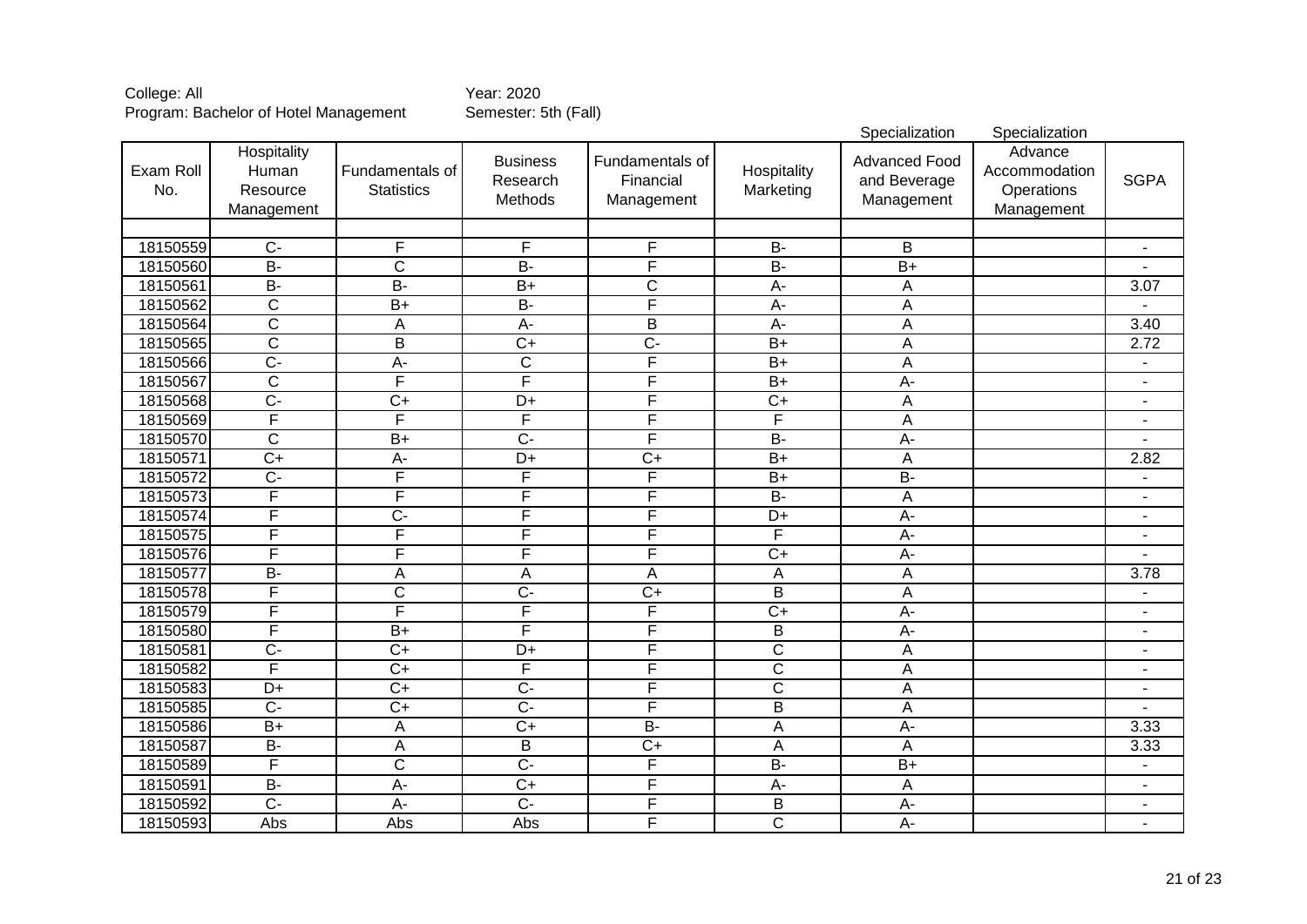College: All
Program: Bachelor of Hotel Management

Year: 2020
Semester: 5th (Fall)

| Exam Roll No. | Hospitality Human Resource Management | Fundamentals of Statistics | Business Research Methods | Fundamentals of Financial Management | Hospitality Marketing | Specialization Advanced Food and Beverage Management | Specialization Advance Accommodation Operations Management | SGPA |
|---|---|---|---|---|---|---|---|---|
| | | | | | | | | |
| 18150559 | C- | F | F | F | B- | B | | - |
| 18150560 | B- | C | B- | F | B- | B+ | | - |
| 18150561 | B- | B- | B+ | C | A- | A | | 3.07 |
| 18150562 | C | B+ | B- | F | A- | A | | - |
| 18150564 | C | A | A- | B | A- | A | | 3.40 |
| 18150565 | C | B | C+ | C- | B+ | A | | 2.72 |
| 18150566 | C- | A- | C | F | B+ | A | | - |
| 18150567 | C | F | F | F | B+ | A- | | - |
| 18150568 | C- | C+ | D+ | F | C+ | A | | - |
| 18150569 | F | F | F | F | F | A | | - |
| 18150570 | C | B+ | C- | F | B- | A- | | - |
| 18150571 | C+ | A- | D+ | C+ | B+ | A | | 2.82 |
| 18150572 | C- | F | F | F | B+ | B- | | - |
| 18150573 | F | F | F | F | B- | A | | - |
| 18150574 | F | C- | F | F | D+ | A- | | - |
| 18150575 | F | F | F | F | F | A- | | - |
| 18150576 | F | F | F | F | C+ | A- | | - |
| 18150577 | B- | A | A | A | A | A | | 3.78 |
| 18150578 | F | C | C- | C+ | B | A | | - |
| 18150579 | F | F | F | F | C+ | A- | | - |
| 18150580 | F | B+ | F | F | B | A- | | - |
| 18150581 | C- | C+ | D+ | F | C | A | | - |
| 18150582 | F | C+ | F | F | C | A | | - |
| 18150583 | D+ | C+ | C- | F | C | A | | - |
| 18150585 | C- | C+ | C- | F | B | A | | - |
| 18150586 | B+ | A | C+ | B- | A | A- | | 3.33 |
| 18150587 | B- | A | B | C+ | A | A | | 3.33 |
| 18150589 | F | C | C- | F | B- | B+ | | - |
| 18150591 | B- | A- | C+ | F | A- | A | | - |
| 18150592 | C- | A- | C- | F | B | A- | | - |
| 18150593 | Abs | Abs | Abs | F | C | A- | | - |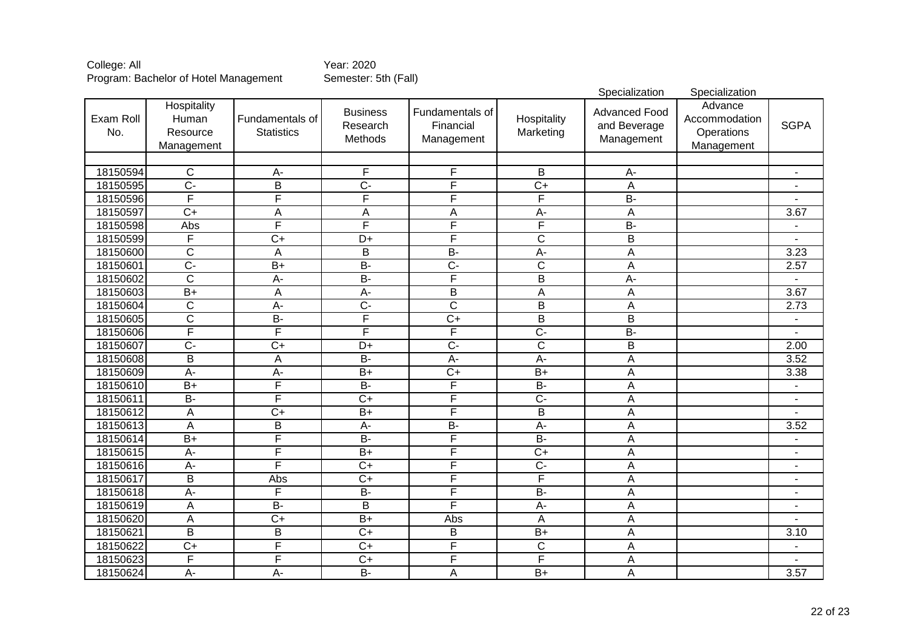College: All
Program: Bachelor of Hotel Management

Year: 2020
Semester: 5th (Fall)

| Exam Roll No. | Hospitality Human Resource Management | Fundamentals of Statistics | Business Research Methods | Fundamentals of Financial Management | Hospitality Marketing | Specialization Advanced Food and Beverage Management | Specialization Advance Accommodation Operations Management | SGPA |
|---|---|---|---|---|---|---|---|---|
| | | | | | | | | |
| 18150594 | C | A- | F | F | B | A- | | - |
| 18150595 | C- | B | C- | F | C+ | A | | - |
| 18150596 | F | F | F | F | F | B- | | - |
| 18150597 | C+ | A | A | A | A- | A | | 3.67 |
| 18150598 | Abs | F | F | F | F | B- | | - |
| 18150599 | F | C+ | D+ | F | C | B | | - |
| 18150600 | C | A | B | B- | A- | A | | 3.23 |
| 18150601 | C- | B+ | B- | C- | C | A | | 2.57 |
| 18150602 | C | A- | B- | F | B | A- | | - |
| 18150603 | B+ | A | A- | B | A | A | | 3.67 |
| 18150604 | C | A- | C- | C | B | A | | 2.73 |
| 18150605 | C | B- | F | C+ | B | B | | - |
| 18150606 | F | F | F | F | C- | B- | | - |
| 18150607 | C- | C+ | D+ | C- | C | B | | 2.00 |
| 18150608 | B | A | B- | A- | A- | A | | 3.52 |
| 18150609 | A- | A- | B+ | C+ | B+ | A | | 3.38 |
| 18150610 | B+ | F | B- | F | B- | A | | - |
| 18150611 | B- | F | C+ | F | C- | A | | - |
| 18150612 | A | C+ | B+ | F | B | A | | - |
| 18150613 | A | B | A- | B- | A- | A | | 3.52 |
| 18150614 | B+ | F | B- | F | B- | A | | - |
| 18150615 | A- | F | B+ | F | C+ | A | | - |
| 18150616 | A- | F | C+ | F | C- | A | | - |
| 18150617 | B | Abs | C+ | F | F | A | | - |
| 18150618 | A- | F | B- | F | B- | A | | - |
| 18150619 | A | B- | B | F | A- | A | | - |
| 18150620 | A | C+ | B+ | Abs | A | A | | - |
| 18150621 | B | B | C+ | B | B+ | A | | 3.10 |
| 18150622 | C+ | F | C+ | F | C | A | | - |
| 18150623 | F | F | C+ | F | F | A | | - |
| 18150624 | A- | A- | B- | A | B+ | A | | 3.57 |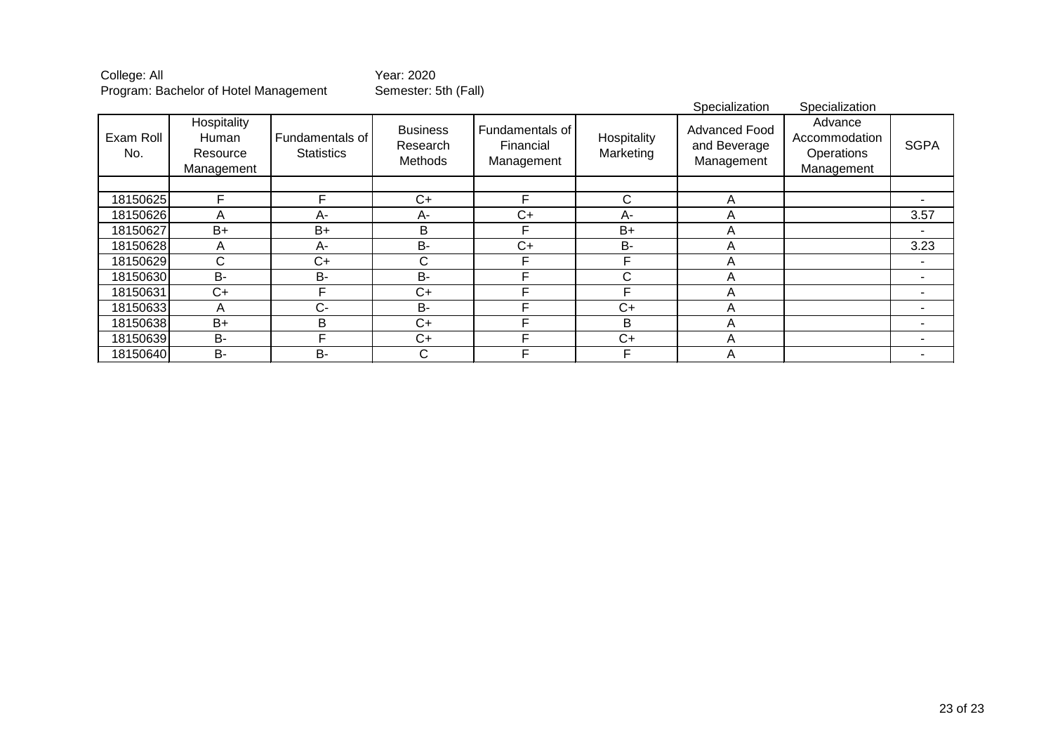College: All
Program: Bachelor of Hotel Management

Year: 2020
Semester: 5th (Fall)

| Exam Roll No. | Hospitality Human Resource Management | Fundamentals of Statistics | Business Research Methods | Fundamentals of Financial Management | Hospitality Marketing | Specialization<br>Advanced Food and Beverage Management | Specialization<br>Advance Accommodation Operations Management | SGPA |
|---|---|---|---|---|---|---|---|---|
| | | | | | | | | |
| 18150625 | F | F | C+ | F | C | A | | - |
| 18150626 | A | A- | A- | C+ | A- | A | | 3.57 |
| 18150627 | B+ | B+ | B | F | B+ | A | | - |
| 18150628 | A | A- | B- | C+ | B- | A | | 3.23 |
| 18150629 | C | C+ | C | F | F | A | | - |
| 18150630 | B- | B- | B- | F | C | A | | - |
| 18150631 | C+ | F | C+ | F | F | A | | - |
| 18150633 | A | C- | B- | F | C+ | A | | - |
| 18150638 | B+ | B | C+ | F | B | A | | - |
| 18150639 | B- | F | C+ | F | C+ | A | | - |
| 18150640 | B- | B- | C | F | F | A | | - |